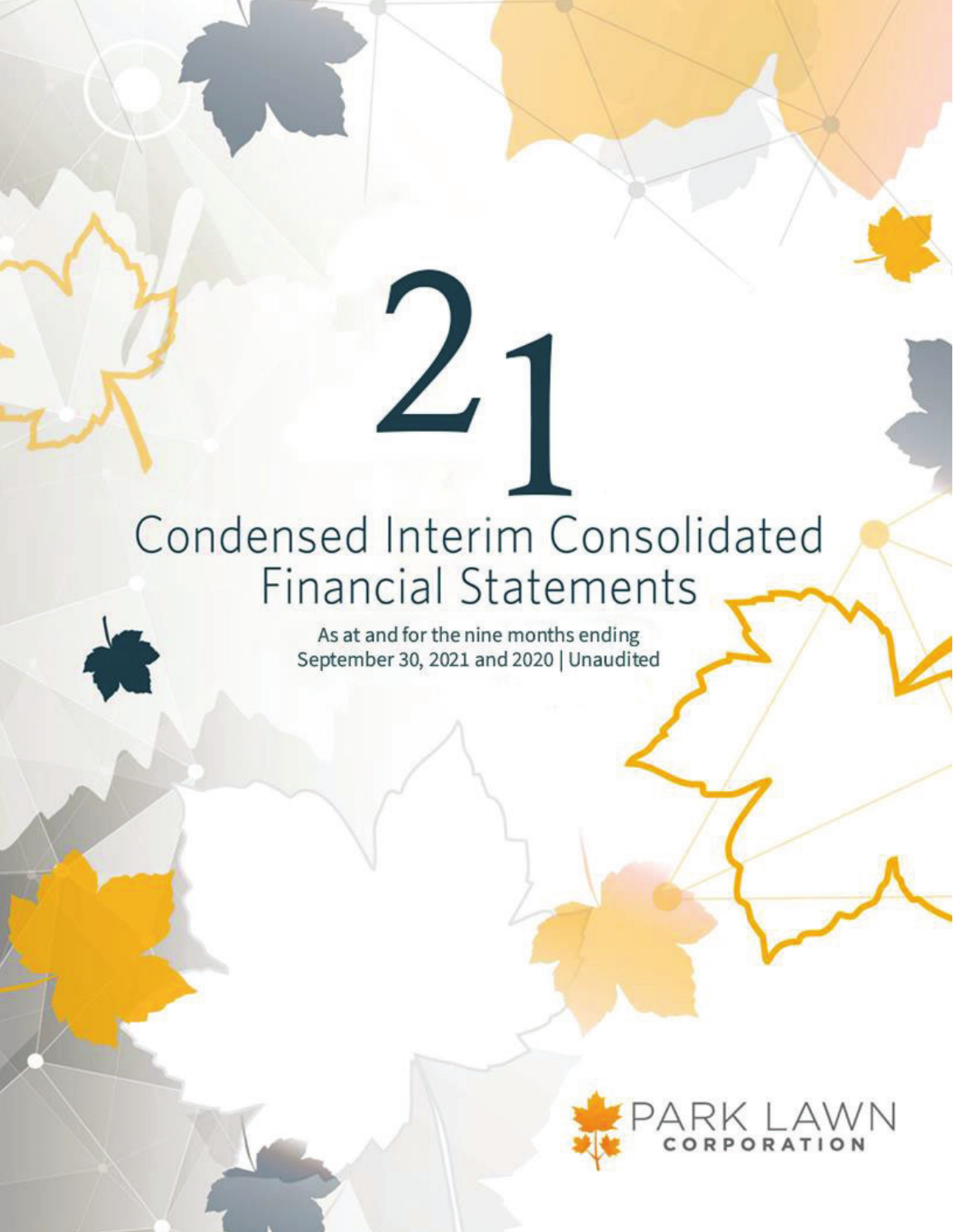# 21

# Condensed Interim Consolidated Financial Statements

As at and for the nine months ending September 30, 2021 and 2020 | Unaudited

PARK LAWN CORPORATION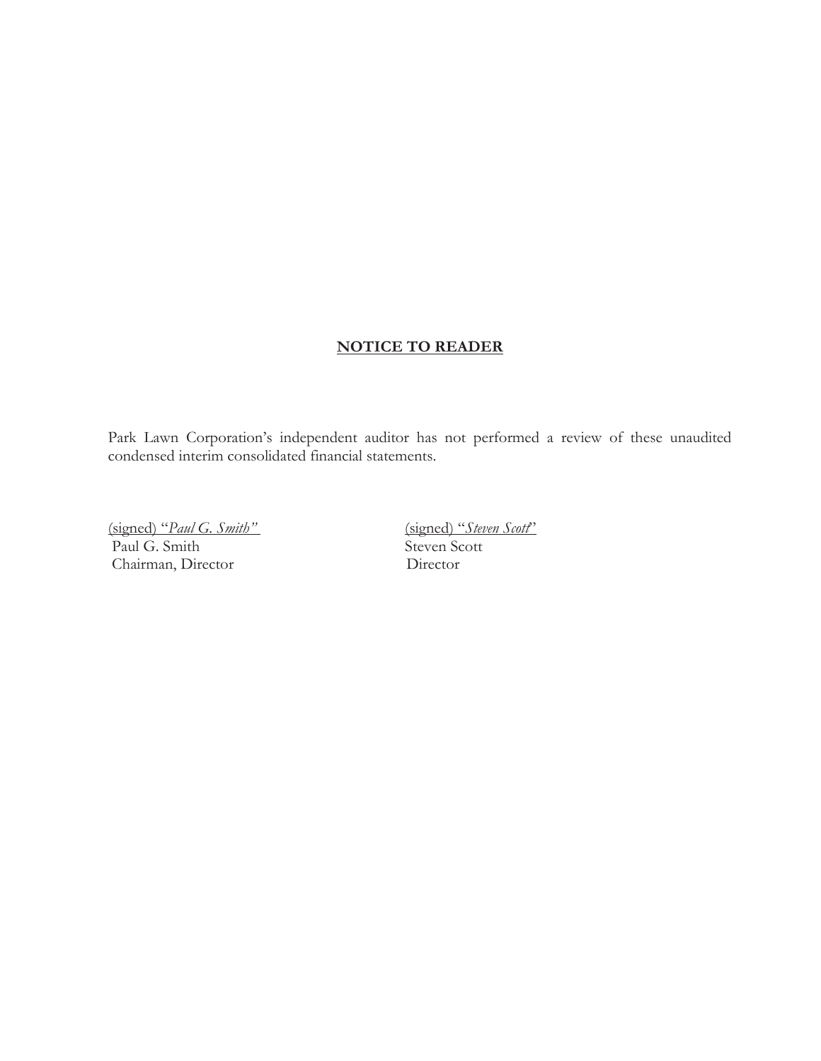## NOTICE TO READER

Park Lawn Corporation's independent auditor has not performed a review of these unaudited condensed interim consolidated financial statements.

(signed) "*Paul G. Smith*"
Paul G. Smith
Chairman, Director

(signed) "*Steven Scott*"
Steven Scott
Director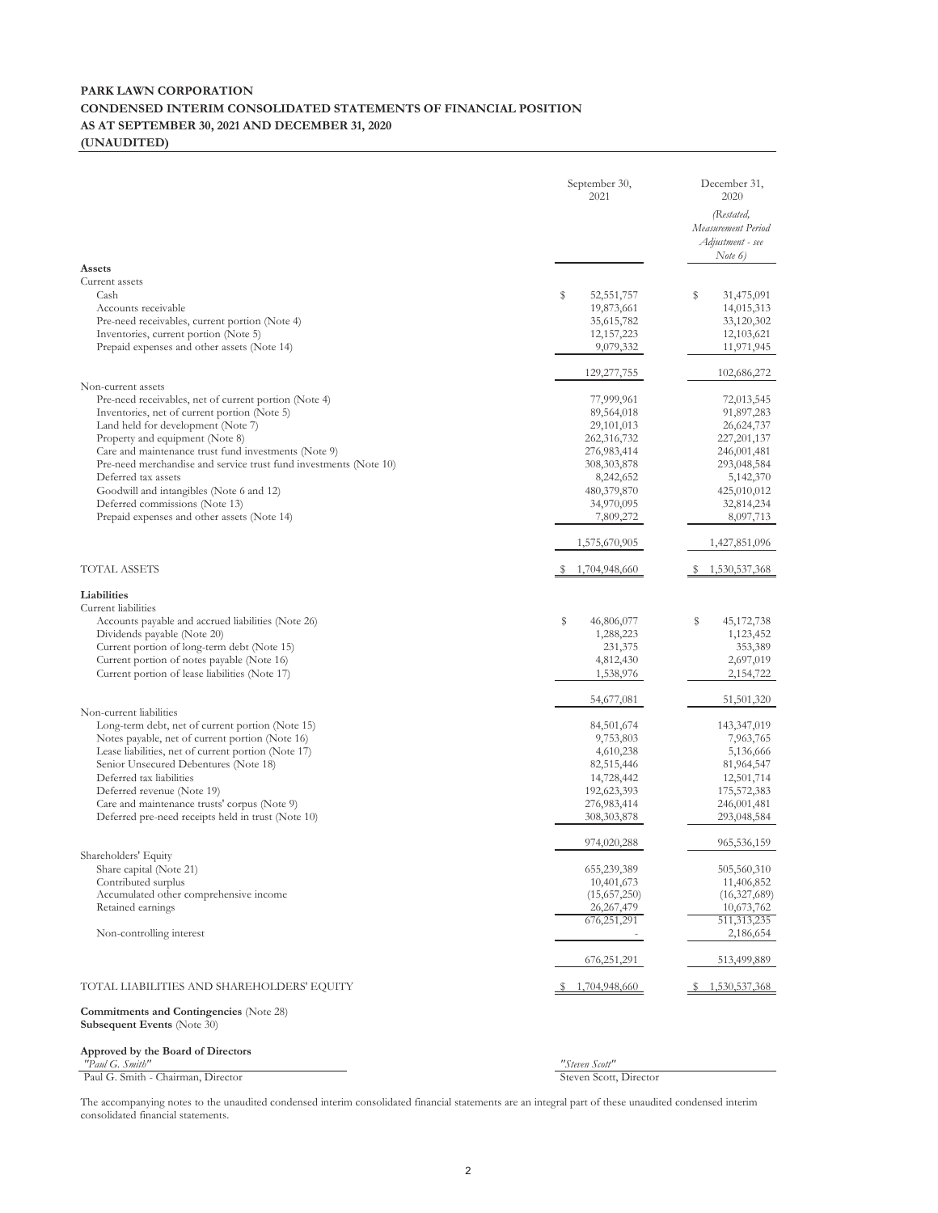**PARK LAWN CORPORATION**
**CONDENSED INTERIM CONSOLIDATED STATEMENTS OF FINANCIAL POSITION**
**AS AT SEPTEMBER 30, 2021 AND DECEMBER 31, 2020**
**(UNAUDITED)**

| | September 30, 2021 | December 31, 2020 *(Restated, Measurement Period Adjustment - see Note 6)* |
|---|---|---|
| **Assets** | | |
| Current assets | | |
| Cash | $ 52,551,757 | $ 31,475,091 |
| Accounts receivable | 19,873,661 | 14,015,313 |
| Pre-need receivables, current portion (Note 4) | 35,615,782 | 33,120,302 |
| Inventories, current portion (Note 5) | 12,157,223 | 12,103,621 |
| Prepaid expenses and other assets (Note 14) | 9,079,332 | 11,971,945 |
| | 129,277,755 | 102,686,272 |
| Non-current assets | | |
| Pre-need receivables, net of current portion (Note 4) | 77,999,961 | 72,013,545 |
| Inventories, net of current portion (Note 5) | 89,564,018 | 91,897,283 |
| Land held for development (Note 7) | 29,101,013 | 26,624,737 |
| Property and equipment (Note 8) | 262,316,732 | 227,201,137 |
| Care and maintenance trust fund investments (Note 9) | 276,983,414 | 246,001,481 |
| Pre-need merchandise and service trust fund investments (Note 10) | 308,303,878 | 293,048,584 |
| Deferred tax assets | 8,242,652 | 5,142,370 |
| Goodwill and intangibles (Note 6 and 12) | 480,379,870 | 425,010,012 |
| Deferred commissions (Note 13) | 34,970,095 | 32,814,234 |
| Prepaid expenses and other assets (Note 14) | 7,809,272 | 8,097,713 |
| | 1,575,670,905 | 1,427,851,096 |
| TOTAL ASSETS | $ 1,704,948,660 | $ 1,530,537,368 |
| **Liabilities** | | |
| Current liabilities | | |
| Accounts payable and accrued liabilities (Note 26) | $ 46,806,077 | $ 45,172,738 |
| Dividends payable (Note 20) | 1,288,223 | 1,123,452 |
| Current portion of long-term debt (Note 15) | 231,375 | 353,389 |
| Current portion of notes payable (Note 16) | 4,812,430 | 2,697,019 |
| Current portion of lease liabilities (Note 17) | 1,538,976 | 2,154,722 |
| | 54,677,081 | 51,501,320 |
| Non-current liabilities | | |
| Long-term debt, net of current portion (Note 15) | 84,501,674 | 143,347,019 |
| Notes payable, net of current portion (Note 16) | 9,753,803 | 7,963,765 |
| Lease liabilities, net of current portion (Note 17) | 4,610,238 | 5,136,666 |
| Senior Unsecured Debentures (Note 18) | 82,515,446 | 81,964,547 |
| Deferred tax liabilities | 14,728,442 | 12,501,714 |
| Deferred revenue (Note 19) | 192,623,393 | 175,572,383 |
| Care and maintenance trusts' corpus (Note 9) | 276,983,414 | 246,001,481 |
| Deferred pre-need receipts held in trust (Note 10) | 308,303,878 | 293,048,584 |
| | 974,020,288 | 965,536,159 |
| Shareholders' Equity | | |
| Share capital (Note 21) | 655,239,389 | 505,560,310 |
| Contributed surplus | 10,401,673 | 11,406,852 |
| Accumulated other comprehensive income | (15,657,250) | (16,327,689) |
| Retained earnings | 26,267,479 | 10,673,762 |
| | 676,251,291 | 511,313,235 |
| Non-controlling interest | - | 2,186,654 |
| | 676,251,291 | 513,499,889 |
| TOTAL LIABILITIES AND SHAREHOLDERS' EQUITY | $ 1,704,948,660 | $ 1,530,537,368 |

**Commitments and Contingencies** (Note 28)
**Subsequent Events** (Note 30)

**Approved by the Board of Directors**

*"Paul G. Smith"*
Paul G. Smith - Chairman, Director

*"Steven Scott"*
Steven Scott, Director

The accompanying notes to the unaudited condensed interim consolidated financial statements are an integral part of these unaudited condensed interim consolidated financial statements.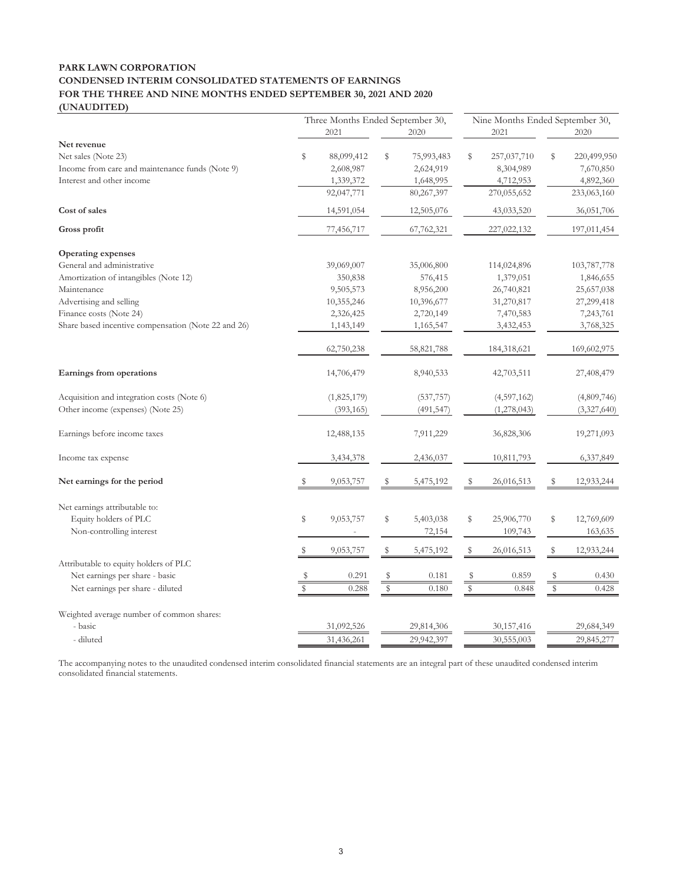**PARK LAWN CORPORATION**
**CONDENSED INTERIM CONSOLIDATED STATEMENTS OF EARNINGS**
**FOR THE THREE AND NINE MONTHS ENDED SEPTEMBER 30, 2021 AND 2020**
**(UNAUDITED)**

| | Three Months Ended September 30, | | Nine Months Ended September 30, | |
|---|---|---|---|---|
| | 2021 | 2020 | 2021 | 2020 |
| **Net revenue** | | | | |
| Net sales (Note 23) | $ 88,099,412 | $ 75,993,483 | $ 257,037,710 | $ 220,499,950 |
| Income from care and maintenance funds (Note 9) | 2,608,987 | 2,624,919 | 8,304,989 | 7,670,850 |
| Interest and other income | 1,339,372 | 1,648,995 | 4,712,953 | 4,892,360 |
| | 92,047,771 | 80,267,397 | 270,055,652 | 233,063,160 |
| **Cost of sales** | 14,591,054 | 12,505,076 | 43,033,520 | 36,051,706 |
| **Gross profit** | 77,456,717 | 67,762,321 | 227,022,132 | 197,011,454 |
| **Operating expenses** | | | | |
| General and administrative | 39,069,007 | 35,006,800 | 114,024,896 | 103,787,778 |
| Amortization of intangibles (Note 12) | 350,838 | 576,415 | 1,379,051 | 1,846,655 |
| Maintenance | 9,505,573 | 8,956,200 | 26,740,821 | 25,657,038 |
| Advertising and selling | 10,355,246 | 10,396,677 | 31,270,817 | 27,299,418 |
| Finance costs (Note 24) | 2,326,425 | 2,720,149 | 7,470,583 | 7,243,761 |
| Share based incentive compensation (Note 22 and 26) | 1,143,149 | 1,165,547 | 3,432,453 | 3,768,325 |
| | 62,750,238 | 58,821,788 | 184,318,621 | 169,602,975 |
| **Earnings from operations** | 14,706,479 | 8,940,533 | 42,703,511 | 27,408,479 |
| Acquisition and integration costs (Note 6) | (1,825,179) | (537,757) | (4,597,162) | (4,809,746) |
| Other income (expenses) (Note 25) | (393,165) | (491,547) | (1,278,043) | (3,327,640) |
| Earnings before income taxes | 12,488,135 | 7,911,229 | 36,828,306 | 19,271,093 |
| Income tax expense | 3,434,378 | 2,436,037 | 10,811,793 | 6,337,849 |
| **Net earnings for the period** | $ 9,053,757 | $ 5,475,192 | $ 26,016,513 | $ 12,933,244 |
| Net earnings attributable to: | | | | |
| Equity holders of PLC | $ 9,053,757 | $ 5,403,038 | $ 25,906,770 | $ 12,769,609 |
| Non-controlling interest | - | 72,154 | 109,743 | 163,635 |
| | $ 9,053,757 | $ 5,475,192 | $ 26,016,513 | $ 12,933,244 |
| Attributable to equity holders of PLC | | | | |
| Net earnings per share - basic | $ 0.291 | $ 0.181 | $ 0.859 | $ 0.430 |
| Net earnings per share - diluted | $ 0.288 | $ 0.180 | $ 0.848 | $ 0.428 |
| Weighted average number of common shares: | | | | |
| - basic | 31,092,526 | 29,814,306 | 30,157,416 | 29,684,349 |
| - diluted | 31,436,261 | 29,942,397 | 30,555,003 | 29,845,277 |

The accompanying notes to the unaudited condensed interim consolidated financial statements are an integral part of these unaudited condensed interim consolidated financial statements.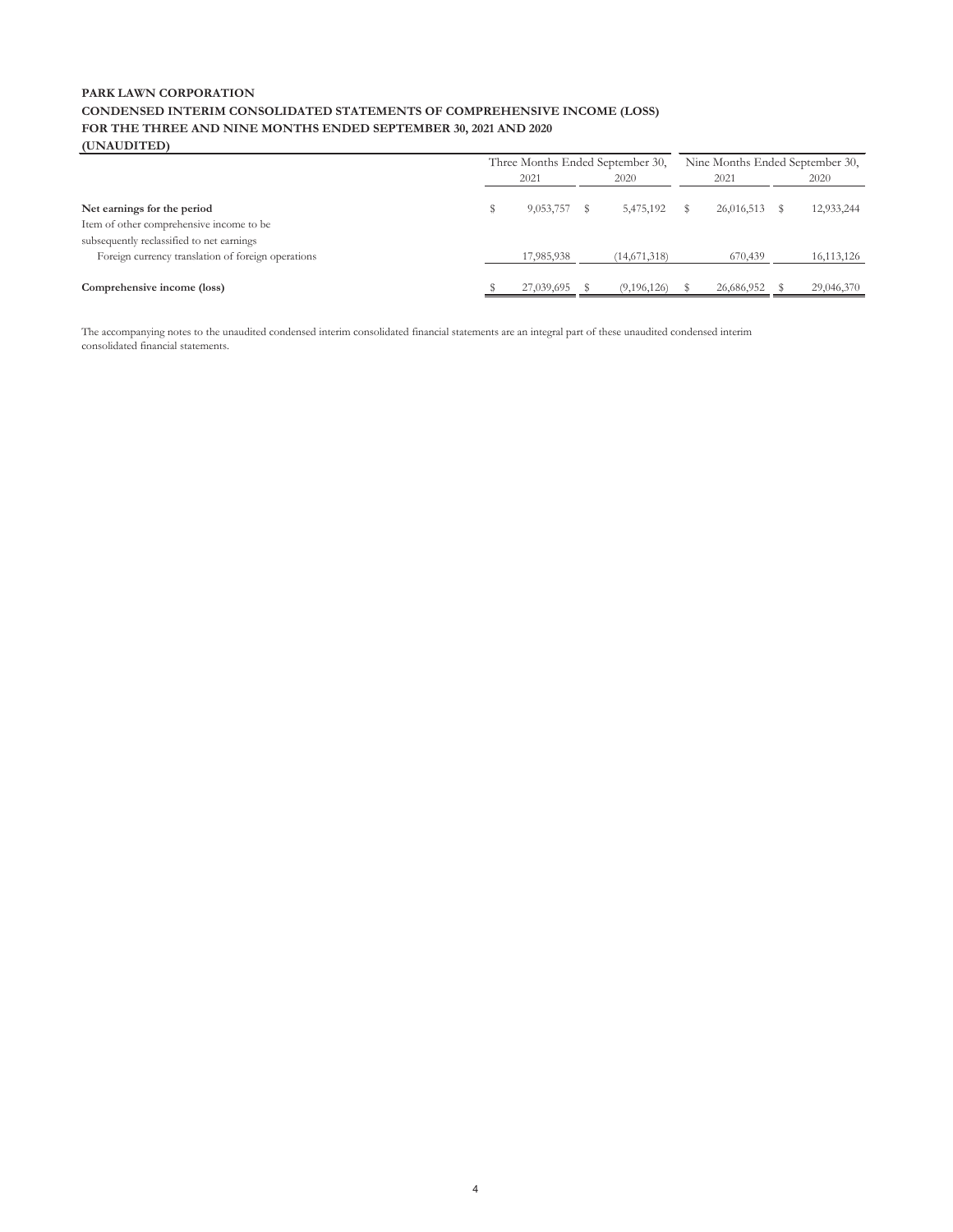**PARK LAWN CORPORATION**
**CONDENSED INTERIM CONSOLIDATED STATEMENTS OF COMPREHENSIVE INCOME (LOSS)**
**FOR THE THREE AND NINE MONTHS ENDED SEPTEMBER 30, 2021 AND 2020**
**(UNAUDITED)**

| | Three Months Ended September 30, | | Nine Months Ended September 30, | |
|---|---|---|---|---|
| | 2021 | 2020 | 2021 | 2020 |
| **Net earnings for the period** | $ 9,053,757 | $ 5,475,192 | $ 26,016,513 | $ 12,933,244 |
| Item of other comprehensive income to be subsequently reclassified to net earnings | | | | |
| Foreign currency translation of foreign operations | 17,985,938 | (14,671,318) | 670,439 | 16,113,126 |
| **Comprehensive income (loss)** | $ 27,039,695 | $ (9,196,126) | $ 26,686,952 | $ 29,046,370 |

The accompanying notes to the unaudited condensed interim consolidated financial statements are an integral part of these unaudited condensed interim consolidated financial statements.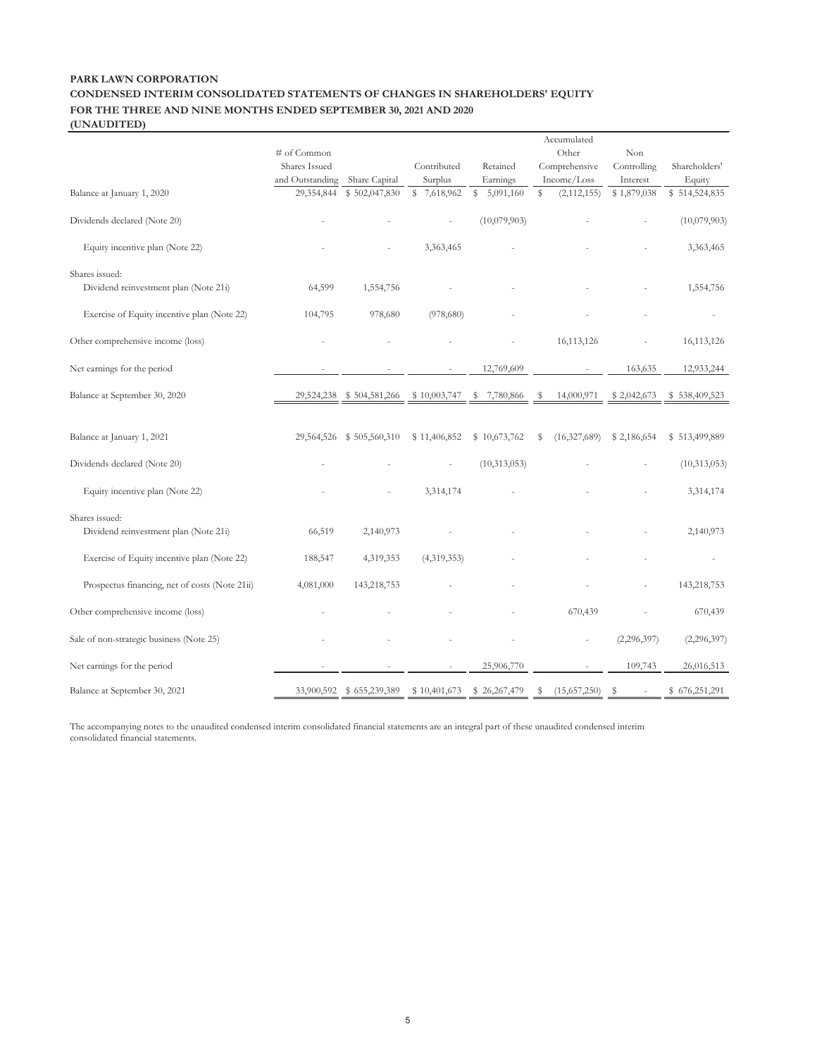**PARK LAWN CORPORATION**
**CONDENSED INTERIM CONSOLIDATED STATEMENTS OF CHANGES IN SHAREHOLDERS' EQUITY**
**FOR THE THREE AND NINE MONTHS ENDED SEPTEMBER 30, 2021 AND 2020**
**(UNAUDITED)**

| | # of Common Shares Issued and Outstanding | Share Capital | Contributed Surplus | Retained Earnings | Accumulated Other Comprehensive Income/Loss | Non Controlling Interest | Shareholders' Equity |
|---|---|---|---|---|---|---|---|
| Balance at January 1, 2020 | 29,354,844 | $ 502,047,830 | $ 7,618,962 | $ 5,091,160 | $ (2,112,155) | $ 1,879,038 | $ 514,524,835 |
| Dividends declared (Note 20) | - | - | - | (10,079,903) | - | - | (10,079,903) |
| Equity incentive plan (Note 22) | - | - | 3,363,465 | - | - | - | 3,363,465 |
| Shares issued: | | | | | | | |
| Dividend reinvestment plan (Note 21i) | 64,599 | 1,554,756 | - | - | - | - | 1,554,756 |
| Exercise of Equity incentive plan (Note 22) | 104,795 | 978,680 | (978,680) | - | - | - | - |
| Other comprehensive income (loss) | - | - | - | - | 16,113,126 | - | 16,113,126 |
| Net earnings for the period | - | - | - | 12,769,609 | - | 163,635 | 12,933,244 |
| Balance at September 30, 2020 | 29,524,238 | $ 504,581,266 | $ 10,003,747 | $ 7,780,866 | $ 14,000,971 | $ 2,042,673 | $ 538,409,523 |
| | | | | | | | |
| Balance at January 1, 2021 | 29,564,526 | $ 505,560,310 | $ 11,406,852 | $ 10,673,762 | $ (16,327,689) | $ 2,186,654 | $ 513,499,889 |
| Dividends declared (Note 20) | - | - | - | (10,313,053) | - | - | (10,313,053) |
| Equity incentive plan (Note 22) | - | - | 3,314,174 | - | - | - | 3,314,174 |
| Shares issued: | | | | | | | |
| Dividend reinvestment plan (Note 21i) | 66,519 | 2,140,973 | - | - | - | - | 2,140,973 |
| Exercise of Equity incentive plan (Note 22) | 188,547 | 4,319,353 | (4,319,353) | - | - | - | - |
| Prospectus financing, net of costs (Note 21ii) | 4,081,000 | 143,218,753 | - | - | - | - | 143,218,753 |
| Other comprehensive income (loss) | - | - | - | - | 670,439 | - | 670,439 |
| Sale of non-strategic business (Note 25) | - | - | - | - | - | (2,296,397) | (2,296,397) |
| Net earnings for the period | - | - | - | 25,906,770 | - | 109,743 | 26,016,513 |
| Balance at September 30, 2021 | 33,900,592 | $ 655,239,389 | $ 10,401,673 | $ 26,267,479 | $ (15,657,250) | $ - | $ 676,251,291 |

The accompanying notes to the unaudited condensed interim consolidated financial statements are an integral part of these unaudited condensed interim consolidated financial statements.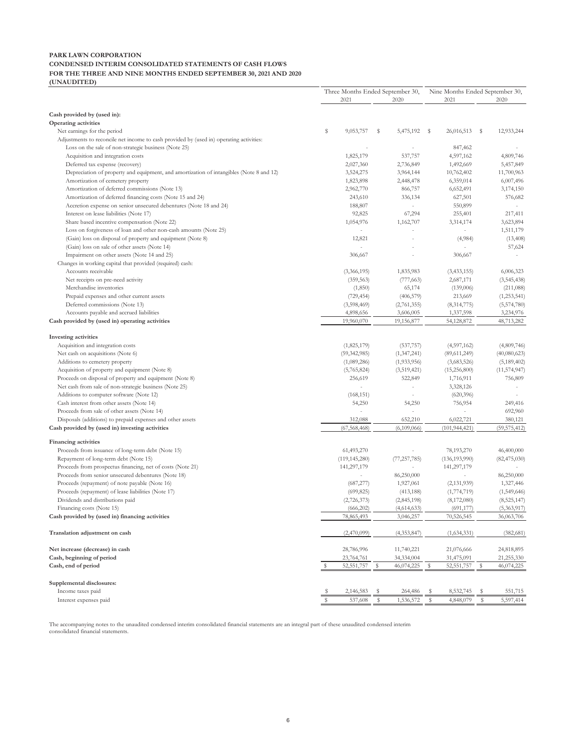**PARK LAWN CORPORATION**
**CONDENSED INTERIM CONSOLIDATED STATEMENTS OF CASH FLOWS**
**FOR THE THREE AND NINE MONTHS ENDED SEPTEMBER 30, 2021 AND 2020**
**(UNAUDITED)**

| | Three Months Ended September 30, 2021 | Three Months Ended September 30, 2020 | Nine Months Ended September 30, 2021 | Nine Months Ended September 30, 2020 |
|---|---|---|---|---|
| **Cash provided by (used in):** | | | | |
| **Operating activities** | | | | |
| Net earnings for the period | $ 9,053,757 | $ 5,475,192 | $ 26,016,513 | $ 12,933,244 |
| Adjustments to reconcile net income to cash provided by (used in) operating activities: | | | | |
| Loss on the sale of non-strategic business (Note 25) | - | - | 847,462 | - |
| Acquisition and integration costs | 1,825,179 | 537,757 | 4,597,162 | 4,809,746 |
| Deferred tax expense (recovery) | 2,027,360 | 2,736,849 | 1,492,669 | 5,457,849 |
| Depreciation of property and equipment, and amortization of intangibles (Note 8 and 12) | 3,524,275 | 3,964,144 | 10,762,402 | 11,700,963 |
| Amortization of cemetery property | 1,823,898 | 2,448,478 | 6,359,014 | 6,007,496 |
| Amortization of deferred commissions (Note 13) | 2,962,770 | 866,757 | 6,652,491 | 3,174,150 |
| Amortization of deferred financing costs (Note 15 and 24) | 243,610 | 336,134 | 627,501 | 576,682 |
| Accretion expense on senior unsecured debentures (Note 18 and 24) | 188,807 | - | 550,899 | - |
| Interest on lease liabilities (Note 17) | 92,825 | 67,294 | 255,401 | 217,411 |
| Share based incentive compensation (Note 22) | 1,054,976 | 1,162,707 | 3,314,174 | 3,623,894 |
| Loss on forgiveness of loan and other non-cash amounts (Note 25) | - | - | - | 1,511,179 |
| (Gain) loss on disposal of property and equipment (Note 8) | 12,821 | - | (4,984) | (13,408) |
| (Gain) loss on sale of other assets (Note 14) | - | - | - | 57,624 |
| Impairment on other assets (Note 14 and 25) | 306,667 | - | 306,667 | - |
| Changes in working capital that provided (required) cash: | | | | |
| Accounts receivable | (3,366,195) | 1,835,983 | (3,433,155) | 6,006,323 |
| Net receipts on pre-need activity | (359,563) | (777,663) | 2,687,171 | (3,545,438) |
| Merchandise inventories | (1,850) | 65,174 | (139,006) | (211,088) |
| Prepaid expenses and other current assets | (729,454) | (406,579) | 213,669 | (1,253,541) |
| Deferred commissions (Note 13) | (3,598,469) | (2,761,355) | (8,314,775) | (5,574,780) |
| Accounts payable and accrued liabilities | 4,898,656 | 3,606,005 | 1,337,598 | 3,234,976 |
| **Cash provided by (used in) operating activities** | 19,960,070 | 19,156,877 | 54,128,872 | 48,713,282 |
| **Investing activities** | | | | |
| Acquisition and integration costs | (1,825,179) | (537,757) | (4,597,162) | (4,809,746) |
| Net cash on acquisitions (Note 6) | (59,342,985) | (1,347,241) | (89,611,249) | (40,080,623) |
| Additions to cemetery property | (1,089,286) | (1,933,956) | (3,683,526) | (5,189,402) |
| Acquisition of property and equipment (Note 8) | (5,765,824) | (3,519,421) | (15,256,800) | (11,574,947) |
| Proceeds on disposal of property and equipment (Note 8) | 256,619 | 522,849 | 1,716,911 | 756,809 |
| Net cash from sale of non-strategic business (Note 25) | - | - | 3,328,126 | - |
| Additions to computer software (Note 12) | (168,151) | - | (620,396) | - |
| Cash interest from other assets (Note 14) | 54,250 | 54,250 | 756,954 | 249,416 |
| Proceeds from sale of other assets (Note 14) | - | - | - | 692,960 |
| Disposals (additions) to prepaid expenses and other assets | 312,088 | 652,210 | 6,022,721 | 380,121 |
| **Cash provided by (used in) investing activities** | (67,568,468) | (6,109,066) | (101,944,421) | (59,575,412) |
| **Financing activities** | | | | |
| Proceeds from issuance of long-term debt (Note 15) | 61,493,270 | - | 78,193,270 | 46,400,000 |
| Repayment of long-term debt (Note 15) | (119,145,280) | (77,257,785) | (136,193,990) | (82,475,030) |
| Proceeds from prospectus financing, net of costs (Note 21) | 141,297,179 | - | 141,297,179 | - |
| Proceeds from senior unsecured debentures (Note 18) | - | 86,250,000 | - | 86,250,000 |
| Proceeds (repayment) of note payable (Note 16) | (687,277) | 1,927,061 | (2,131,939) | 1,327,446 |
| Proceeds (repayment) of lease liabilities (Note 17) | (699,825) | (413,188) | (1,774,719) | (1,549,646) |
| Dividends and distributions paid | (2,726,373) | (2,845,198) | (8,172,080) | (8,525,147) |
| Financing costs (Note 15) | (666,202) | (4,614,633) | (691,177) | (5,363,917) |
| **Cash provided by (used in) financing activities** | 78,865,493 | 3,046,257 | 70,526,545 | 36,063,706 |
| **Translation adjustment on cash** | (2,470,099) | (4,353,847) | (1,634,331) | (382,681) |
| **Net increase (decrease) in cash** | 28,786,996 | 11,740,221 | 21,076,666 | 24,818,895 |
| **Cash, beginning of period** | 23,764,761 | 34,334,004 | 31,475,091 | 21,255,330 |
| **Cash, end of period** | $ 52,551,757 | $ 46,074,225 | $ 52,551,757 | $ 46,074,225 |
| **Supplemental disclosures:** | | | | |
| Income taxes paid | $ 2,146,583 | $ 264,486 | $ 8,532,745 | $ 551,715 |
| Interest expenses paid | $ 537,608 | $ 1,536,572 | $ 4,848,079 | $ 5,597,414 |

The accompanying notes to the unaudited condensed interim consolidated financial statements are an integral part of these unaudited condensed interim consolidated financial statements.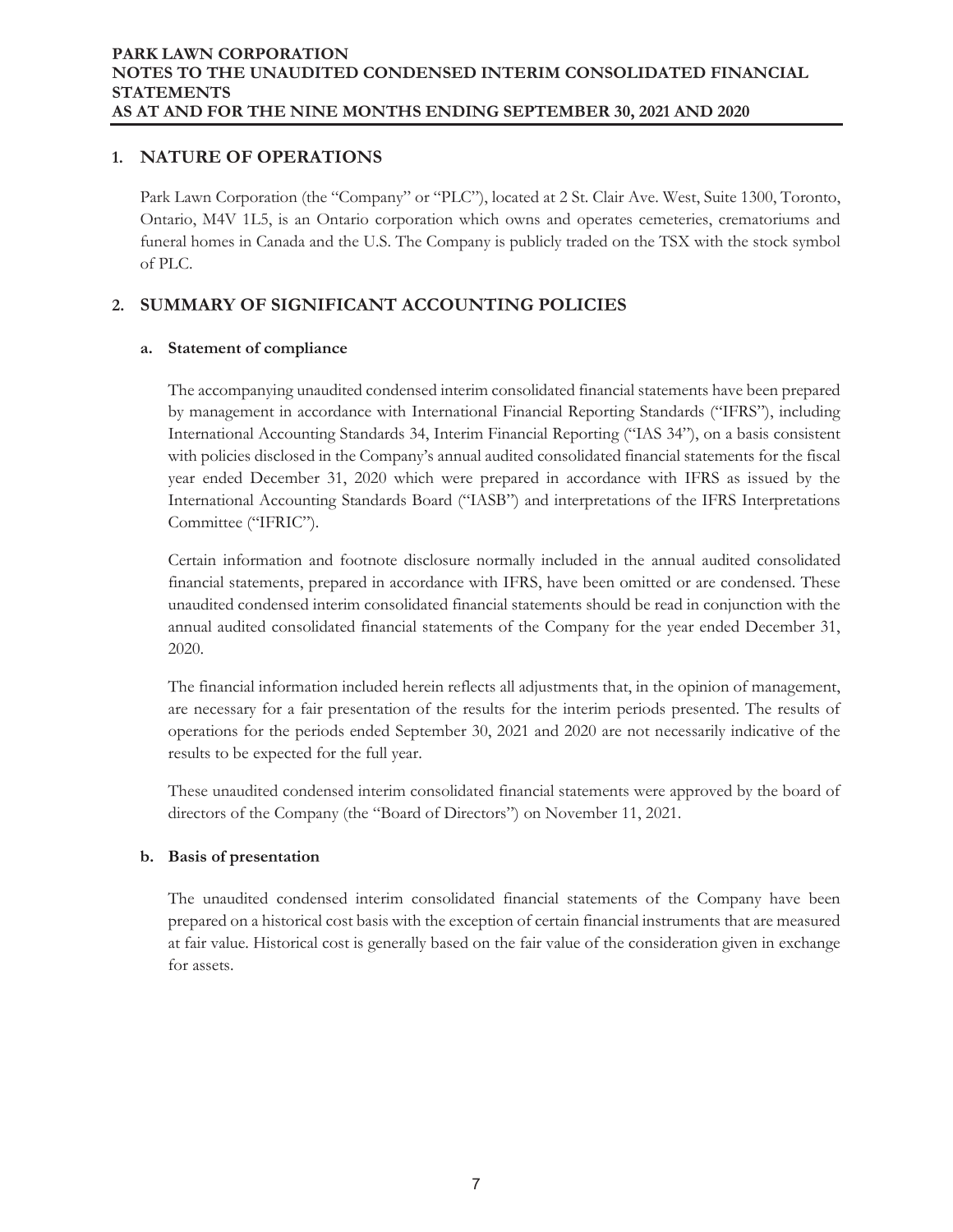## 1. NATURE OF OPERATIONS

Park Lawn Corporation (the "Company" or "PLC"), located at 2 St. Clair Ave. West, Suite 1300, Toronto, Ontario, M4V 1L5, is an Ontario corporation which owns and operates cemeteries, crematoriums and funeral homes in Canada and the U.S. The Company is publicly traded on the TSX with the stock symbol of PLC.

## 2. SUMMARY OF SIGNIFICANT ACCOUNTING POLICIES

### a. Statement of compliance

The accompanying unaudited condensed interim consolidated financial statements have been prepared by management in accordance with International Financial Reporting Standards ("IFRS"), including International Accounting Standards 34, Interim Financial Reporting ("IAS 34"), on a basis consistent with policies disclosed in the Company's annual audited consolidated financial statements for the fiscal year ended December 31, 2020 which were prepared in accordance with IFRS as issued by the International Accounting Standards Board ("IASB") and interpretations of the IFRS Interpretations Committee ("IFRIC").

Certain information and footnote disclosure normally included in the annual audited consolidated financial statements, prepared in accordance with IFRS, have been omitted or are condensed. These unaudited condensed interim consolidated financial statements should be read in conjunction with the annual audited consolidated financial statements of the Company for the year ended December 31, 2020.

The financial information included herein reflects all adjustments that, in the opinion of management, are necessary for a fair presentation of the results for the interim periods presented. The results of operations for the periods ended September 30, 2021 and 2020 are not necessarily indicative of the results to be expected for the full year.

These unaudited condensed interim consolidated financial statements were approved by the board of directors of the Company (the "Board of Directors") on November 11, 2021.

### b. Basis of presentation

The unaudited condensed interim consolidated financial statements of the Company have been prepared on a historical cost basis with the exception of certain financial instruments that are measured at fair value. Historical cost is generally based on the fair value of the consideration given in exchange for assets.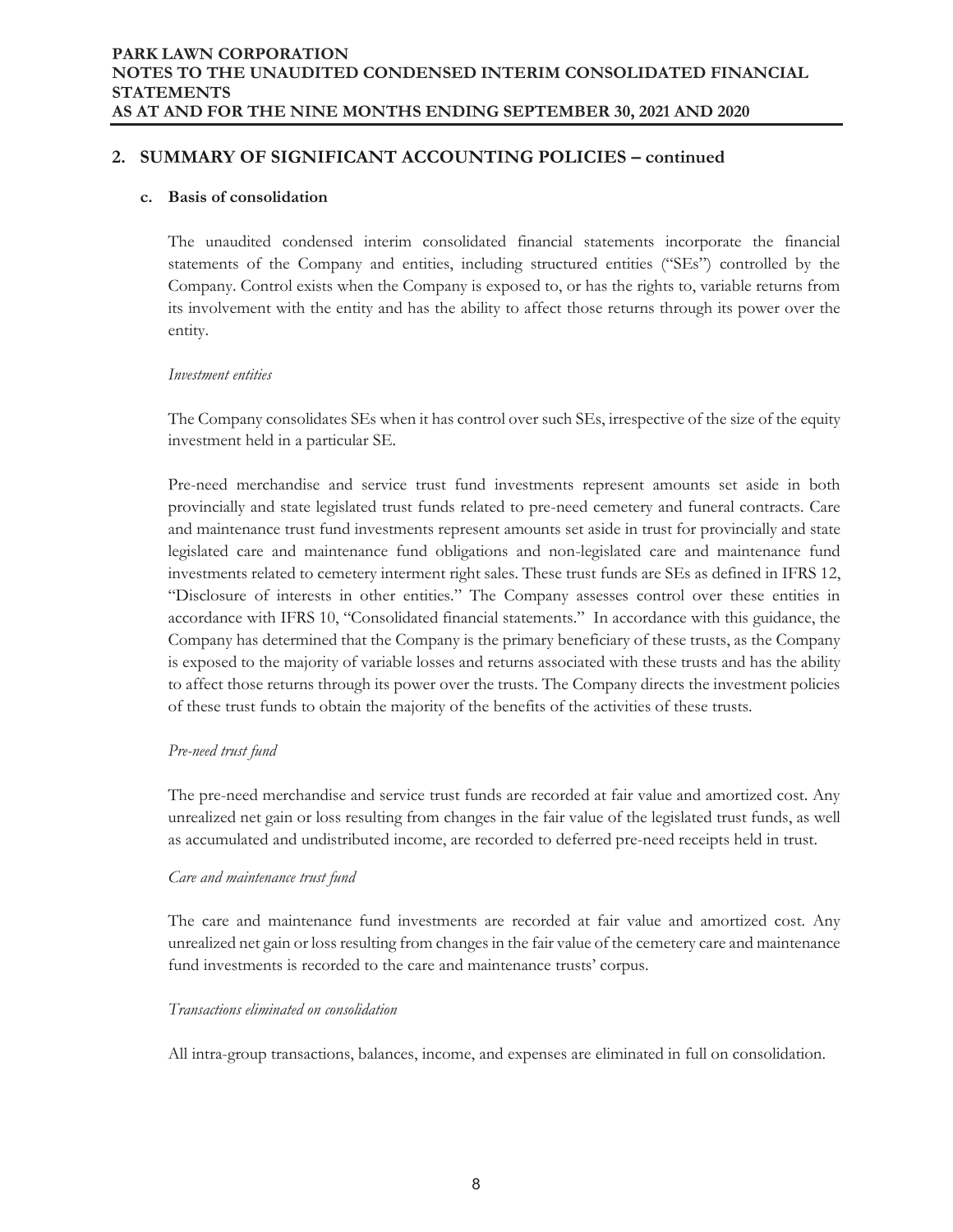## 2. SUMMARY OF SIGNIFICANT ACCOUNTING POLICIES – continued

### c. Basis of consolidation

The unaudited condensed interim consolidated financial statements incorporate the financial statements of the Company and entities, including structured entities ("SEs") controlled by the Company. Control exists when the Company is exposed to, or has the rights to, variable returns from its involvement with the entity and has the ability to affect those returns through its power over the entity.

*Investment entities*

The Company consolidates SEs when it has control over such SEs, irrespective of the size of the equity investment held in a particular SE.

Pre-need merchandise and service trust fund investments represent amounts set aside in both provincially and state legislated trust funds related to pre-need cemetery and funeral contracts. Care and maintenance trust fund investments represent amounts set aside in trust for provincially and state legislated care and maintenance fund obligations and non-legislated care and maintenance fund investments related to cemetery interment right sales. These trust funds are SEs as defined in IFRS 12, "Disclosure of interests in other entities." The Company assesses control over these entities in accordance with IFRS 10, "Consolidated financial statements." In accordance with this guidance, the Company has determined that the Company is the primary beneficiary of these trusts, as the Company is exposed to the majority of variable losses and returns associated with these trusts and has the ability to affect those returns through its power over the trusts. The Company directs the investment policies of these trust funds to obtain the majority of the benefits of the activities of these trusts.

*Pre-need trust fund*

The pre-need merchandise and service trust funds are recorded at fair value and amortized cost. Any unrealized net gain or loss resulting from changes in the fair value of the legislated trust funds, as well as accumulated and undistributed income, are recorded to deferred pre-need receipts held in trust.

*Care and maintenance trust fund*

The care and maintenance fund investments are recorded at fair value and amortized cost. Any unrealized net gain or loss resulting from changes in the fair value of the cemetery care and maintenance fund investments is recorded to the care and maintenance trusts' corpus.

*Transactions eliminated on consolidation*

All intra-group transactions, balances, income, and expenses are eliminated in full on consolidation.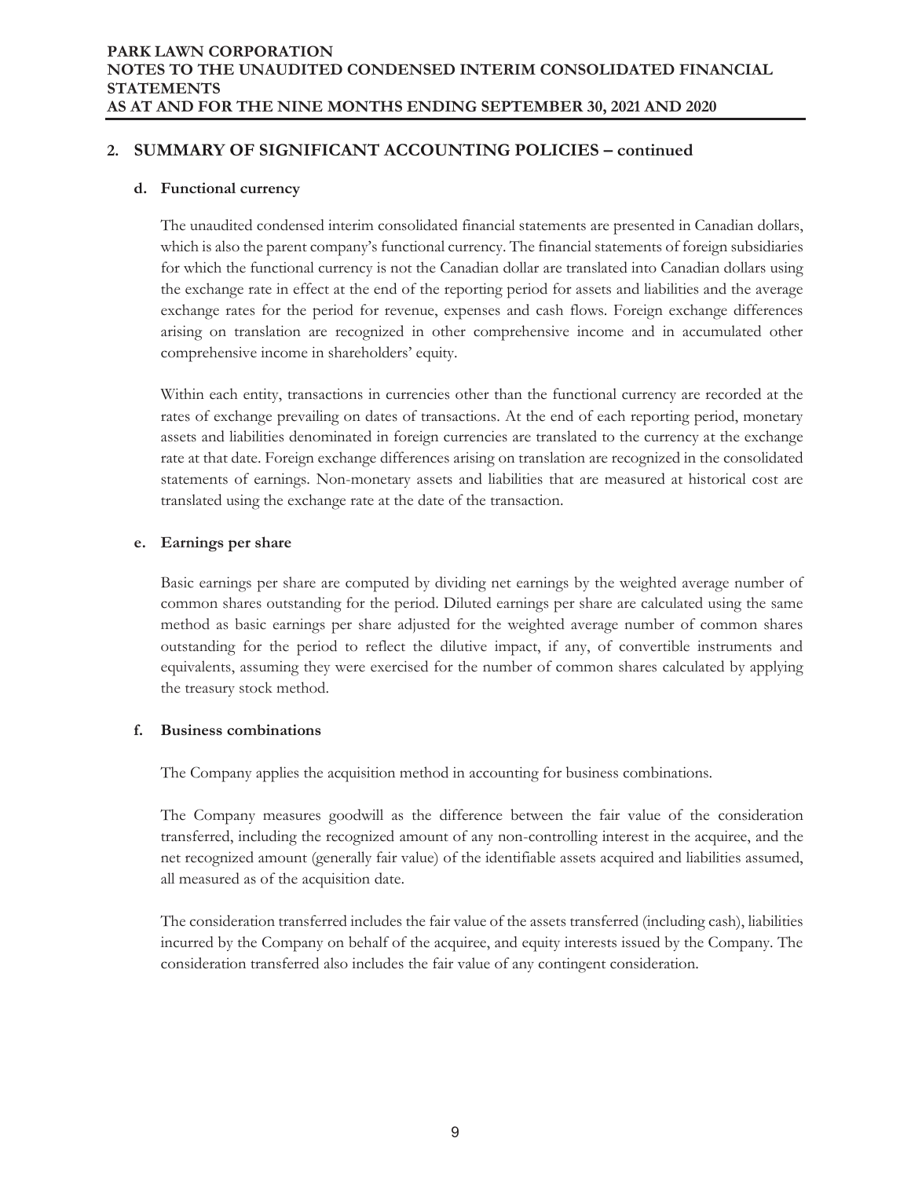## 2. SUMMARY OF SIGNIFICANT ACCOUNTING POLICIES – continued

### d. Functional currency

The unaudited condensed interim consolidated financial statements are presented in Canadian dollars, which is also the parent company's functional currency. The financial statements of foreign subsidiaries for which the functional currency is not the Canadian dollar are translated into Canadian dollars using the exchange rate in effect at the end of the reporting period for assets and liabilities and the average exchange rates for the period for revenue, expenses and cash flows. Foreign exchange differences arising on translation are recognized in other comprehensive income and in accumulated other comprehensive income in shareholders' equity.

Within each entity, transactions in currencies other than the functional currency are recorded at the rates of exchange prevailing on dates of transactions. At the end of each reporting period, monetary assets and liabilities denominated in foreign currencies are translated to the currency at the exchange rate at that date. Foreign exchange differences arising on translation are recognized in the consolidated statements of earnings. Non-monetary assets and liabilities that are measured at historical cost are translated using the exchange rate at the date of the transaction.

### e. Earnings per share

Basic earnings per share are computed by dividing net earnings by the weighted average number of common shares outstanding for the period. Diluted earnings per share are calculated using the same method as basic earnings per share adjusted for the weighted average number of common shares outstanding for the period to reflect the dilutive impact, if any, of convertible instruments and equivalents, assuming they were exercised for the number of common shares calculated by applying the treasury stock method.

### f. Business combinations

The Company applies the acquisition method in accounting for business combinations.

The Company measures goodwill as the difference between the fair value of the consideration transferred, including the recognized amount of any non-controlling interest in the acquiree, and the net recognized amount (generally fair value) of the identifiable assets acquired and liabilities assumed, all measured as of the acquisition date.

The consideration transferred includes the fair value of the assets transferred (including cash), liabilities incurred by the Company on behalf of the acquiree, and equity interests issued by the Company. The consideration transferred also includes the fair value of any contingent consideration.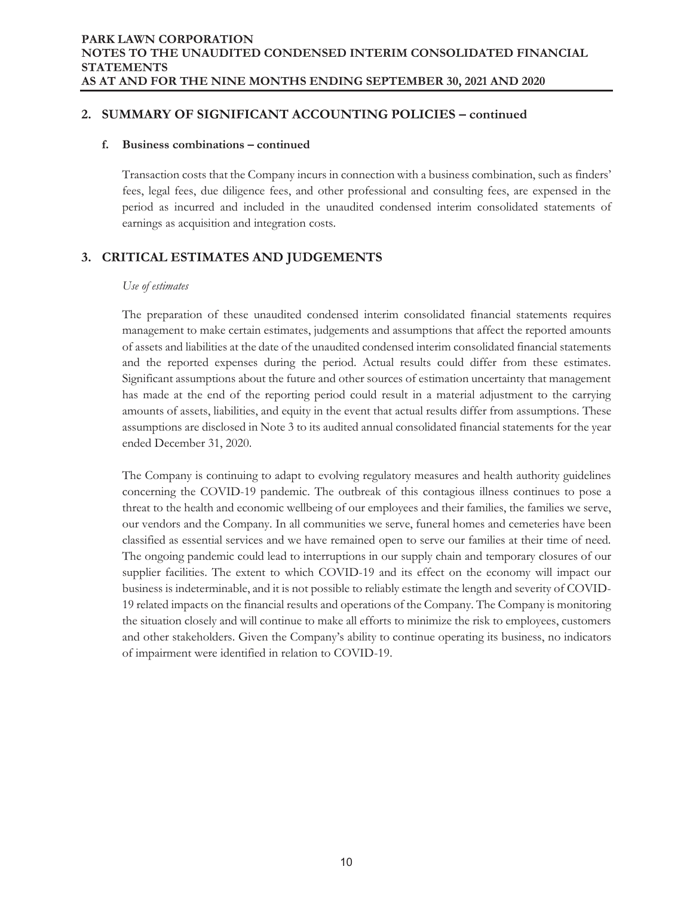## 2. SUMMARY OF SIGNIFICANT ACCOUNTING POLICIES – continued

### f. Business combinations – continued

Transaction costs that the Company incurs in connection with a business combination, such as finders' fees, legal fees, due diligence fees, and other professional and consulting fees, are expensed in the period as incurred and included in the unaudited condensed interim consolidated statements of earnings as acquisition and integration costs.

## 3. CRITICAL ESTIMATES AND JUDGEMENTS

*Use of estimates*

The preparation of these unaudited condensed interim consolidated financial statements requires management to make certain estimates, judgements and assumptions that affect the reported amounts of assets and liabilities at the date of the unaudited condensed interim consolidated financial statements and the reported expenses during the period. Actual results could differ from these estimates. Significant assumptions about the future and other sources of estimation uncertainty that management has made at the end of the reporting period could result in a material adjustment to the carrying amounts of assets, liabilities, and equity in the event that actual results differ from assumptions. These assumptions are disclosed in Note 3 to its audited annual consolidated financial statements for the year ended December 31, 2020.

The Company is continuing to adapt to evolving regulatory measures and health authority guidelines concerning the COVID-19 pandemic. The outbreak of this contagious illness continues to pose a threat to the health and economic wellbeing of our employees and their families, the families we serve, our vendors and the Company. In all communities we serve, funeral homes and cemeteries have been classified as essential services and we have remained open to serve our families at their time of need. The ongoing pandemic could lead to interruptions in our supply chain and temporary closures of our supplier facilities. The extent to which COVID-19 and its effect on the economy will impact our business is indeterminable, and it is not possible to reliably estimate the length and severity of COVID-19 related impacts on the financial results and operations of the Company. The Company is monitoring the situation closely and will continue to make all efforts to minimize the risk to employees, customers and other stakeholders. Given the Company's ability to continue operating its business, no indicators of impairment were identified in relation to COVID-19.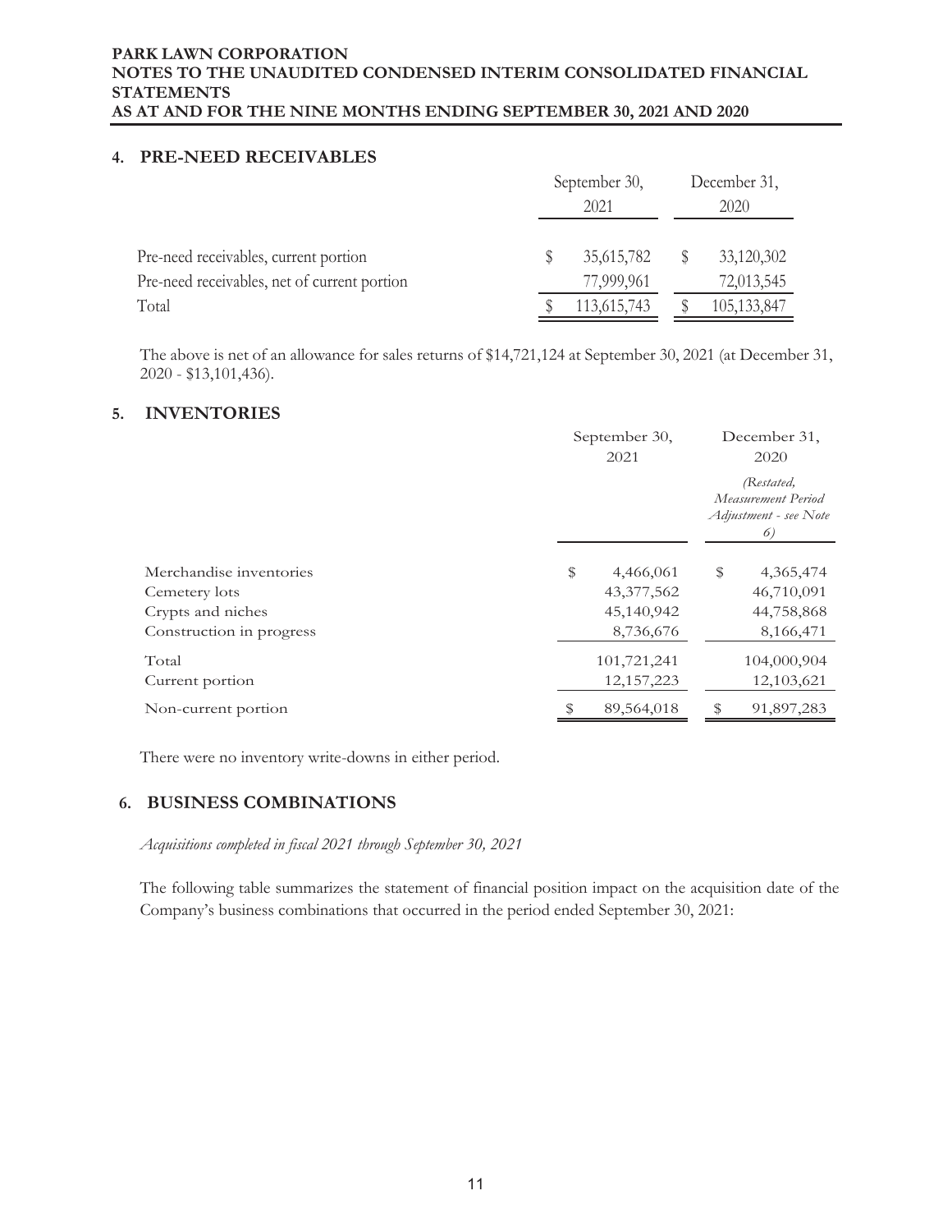## 4. PRE-NEED RECEIVABLES

| | September 30, 2021 | December 31, 2020 |
|---|---|---|
| Pre-need receivables, current portion | $ 35,615,782 | $ 33,120,302 |
| Pre-need receivables, net of current portion | 77,999,961 | 72,013,545 |
| Total | $ 113,615,743 | $ 105,133,847 |

The above is net of an allowance for sales returns of $14,721,124 at September 30, 2021 (at December 31, 2020 - $13,101,436).

## 5. INVENTORIES

| | September 30, 2021 | December 31, 2020 *(Restated, Measurement Period Adjustment - see Note 6)* |
|---|---|---|
| Merchandise inventories | $ 4,466,061 | $ 4,365,474 |
| Cemetery lots | 43,377,562 | 46,710,091 |
| Crypts and niches | 45,140,942 | 44,758,868 |
| Construction in progress | 8,736,676 | 8,166,471 |
| Total | 101,721,241 | 104,000,904 |
| Current portion | 12,157,223 | 12,103,621 |
| Non-current portion | $ 89,564,018 | $ 91,897,283 |

There were no inventory write-downs in either period.

## 6. BUSINESS COMBINATIONS

*Acquisitions completed in fiscal 2021 through September 30, 2021*

The following table summarizes the statement of financial position impact on the acquisition date of the Company's business combinations that occurred in the period ended September 30, 2021: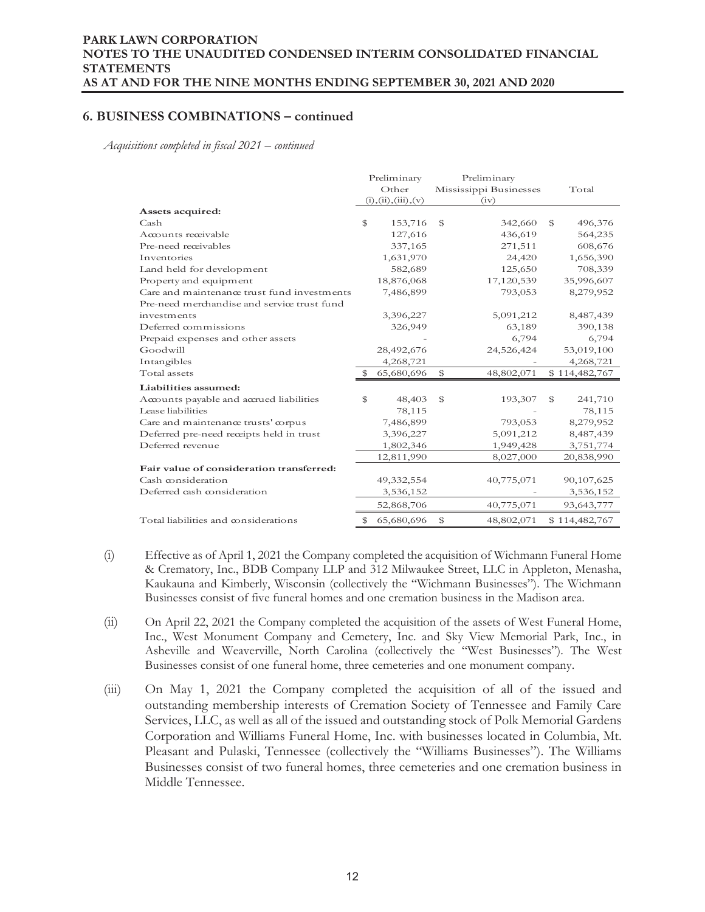## 6. BUSINESS COMBINATIONS – continued

*Acquisitions completed in fiscal 2021 – continued*

| | Preliminary Other (i),(ii),(iii),(v) | Preliminary Mississippi Businesses (iv) | Total |
|---|---|---|---|
| **Assets acquired:** | | | |
| Cash | $ 153,716 | $ 342,660 | $ 496,376 |
| Accounts receivable | 127,616 | 436,619 | 564,235 |
| Pre-need receivables | 337,165 | 271,511 | 608,676 |
| Inventories | 1,631,970 | 24,420 | 1,656,390 |
| Land held for development | 582,689 | 125,650 | 708,339 |
| Property and equipment | 18,876,068 | 17,120,539 | 35,996,607 |
| Care and maintenance trust fund investments | 7,486,899 | 793,053 | 8,279,952 |
| Pre-need merchandise and service trust fund investments | 3,396,227 | 5,091,212 | 8,487,439 |
| Deferred commissions | 326,949 | 63,189 | 390,138 |
| Prepaid expenses and other assets | - | 6,794 | 6,794 |
| Goodwill | 28,492,676 | 24,526,424 | 53,019,100 |
| Intangibles | 4,268,721 | - | 4,268,721 |
| Total assets | $ 65,680,696 | $ 48,802,071 | $ 114,482,767 |
| **Liabilities assumed:** | | | |
| Accounts payable and accrued liabilities | $ 48,403 | $ 193,307 | $ 241,710 |
| Lease liabilities | 78,115 | - | 78,115 |
| Care and maintenance trusts' corpus | 7,486,899 | 793,053 | 8,279,952 |
| Deferred pre-need receipts held in trust | 3,396,227 | 5,091,212 | 8,487,439 |
| Deferred revenue | 1,802,346 | 1,949,428 | 3,751,774 |
| | 12,811,990 | 8,027,000 | 20,838,990 |
| **Fair value of consideration transferred:** | | | |
| Cash consideration | 49,332,554 | 40,775,071 | 90,107,625 |
| Deferred cash consideration | 3,536,152 | - | 3,536,152 |
| | 52,868,706 | 40,775,071 | 93,643,777 |
| Total liabilities and considerations | $ 65,680,696 | $ 48,802,071 | $ 114,482,767 |

(i) Effective as of April 1, 2021 the Company completed the acquisition of Wichmann Funeral Home & Crematory, Inc., BDB Company LLP and 312 Milwaukee Street, LLC in Appleton, Menasha, Kaukauna and Kimberly, Wisconsin (collectively the "Wichmann Businesses"). The Wichmann Businesses consist of five funeral homes and one cremation business in the Madison area.

(ii) On April 22, 2021 the Company completed the acquisition of the assets of West Funeral Home, Inc., West Monument Company and Cemetery, Inc. and Sky View Memorial Park, Inc., in Asheville and Weaverville, North Carolina (collectively the "West Businesses"). The West Businesses consist of one funeral home, three cemeteries and one monument company.

(iii) On May 1, 2021 the Company completed the acquisition of all of the issued and outstanding membership interests of Cremation Society of Tennessee and Family Care Services, LLC, as well as all of the issued and outstanding stock of Polk Memorial Gardens Corporation and Williams Funeral Home, Inc. with businesses located in Columbia, Mt. Pleasant and Pulaski, Tennessee (collectively the "Williams Businesses"). The Williams Businesses consist of two funeral homes, three cemeteries and one cremation business in Middle Tennessee.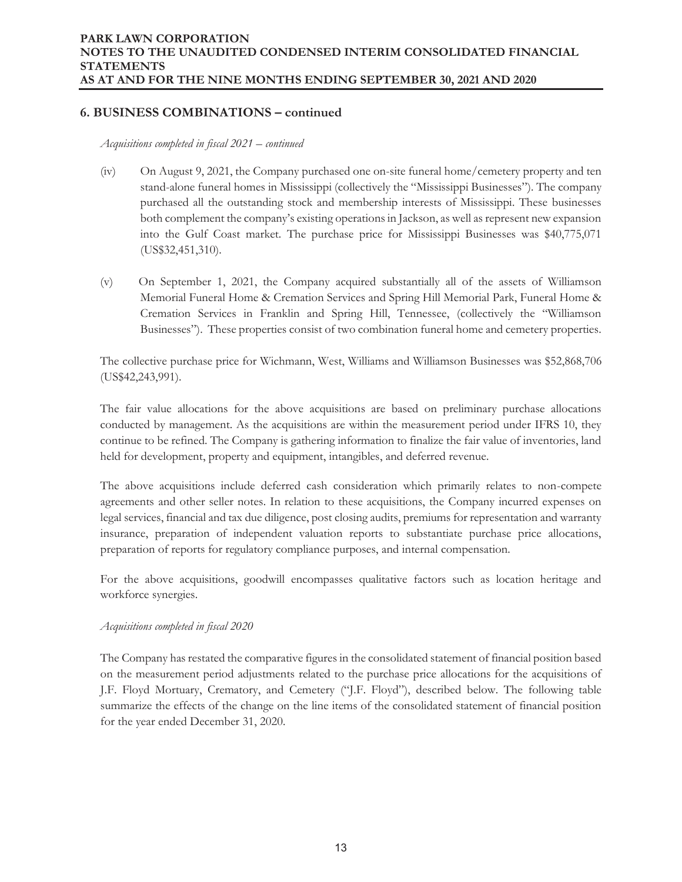## 6. BUSINESS COMBINATIONS – continued

*Acquisitions completed in fiscal 2021 – continued*

(iv) On August 9, 2021, the Company purchased one on-site funeral home/cemetery property and ten stand-alone funeral homes in Mississippi (collectively the "Mississippi Businesses"). The company purchased all the outstanding stock and membership interests of Mississippi. These businesses both complement the company's existing operations in Jackson, as well as represent new expansion into the Gulf Coast market. The purchase price for Mississippi Businesses was $40,775,071 (US$32,451,310).

(v) On September 1, 2021, the Company acquired substantially all of the assets of Williamson Memorial Funeral Home & Cremation Services and Spring Hill Memorial Park, Funeral Home & Cremation Services in Franklin and Spring Hill, Tennessee, (collectively the "Williamson Businesses"). These properties consist of two combination funeral home and cemetery properties.

The collective purchase price for Wichmann, West, Williams and Williamson Businesses was $52,868,706 (US$42,243,991).

The fair value allocations for the above acquisitions are based on preliminary purchase allocations conducted by management. As the acquisitions are within the measurement period under IFRS 10, they continue to be refined. The Company is gathering information to finalize the fair value of inventories, land held for development, property and equipment, intangibles, and deferred revenue.

The above acquisitions include deferred cash consideration which primarily relates to non-compete agreements and other seller notes. In relation to these acquisitions, the Company incurred expenses on legal services, financial and tax due diligence, post closing audits, premiums for representation and warranty insurance, preparation of independent valuation reports to substantiate purchase price allocations, preparation of reports for regulatory compliance purposes, and internal compensation.

For the above acquisitions, goodwill encompasses qualitative factors such as location heritage and workforce synergies.

*Acquisitions completed in fiscal 2020*

The Company has restated the comparative figures in the consolidated statement of financial position based on the measurement period adjustments related to the purchase price allocations for the acquisitions of J.F. Floyd Mortuary, Crematory, and Cemetery ("J.F. Floyd"), described below. The following table summarize the effects of the change on the line items of the consolidated statement of financial position for the year ended December 31, 2020.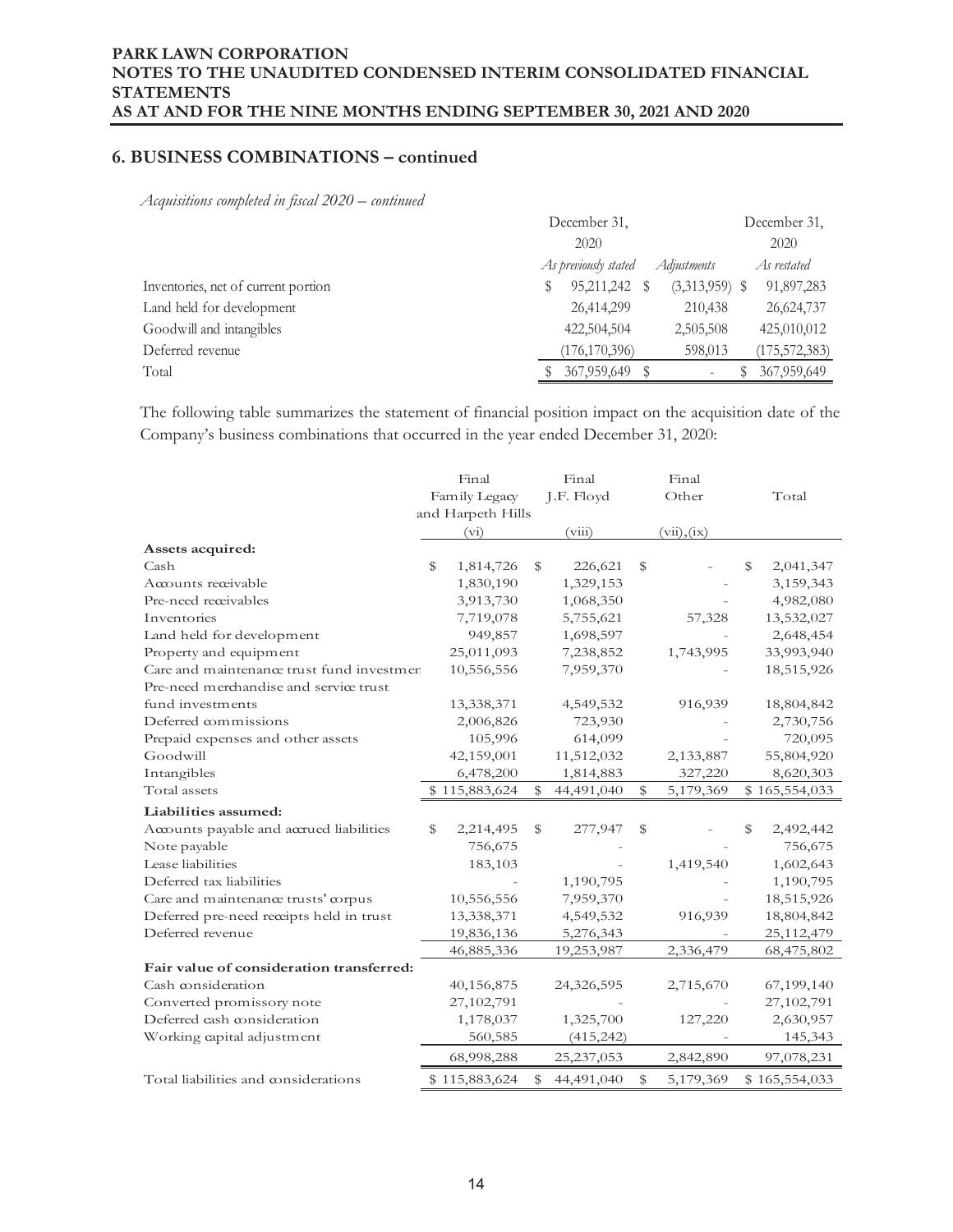## 6. BUSINESS COMBINATIONS – continued

*Acquisitions completed in fiscal 2020 – continued*

| | December 31, 2020 *As previously stated* | *Adjustments* | December 31, 2020 *As restated* |
|---|---|---|---|
| Inventories, net of current portion | $ 95,211,242 | $ (3,313,959) | $ 91,897,283 |
| Land held for development | 26,414,299 | 210,438 | 26,624,737 |
| Goodwill and intangibles | 422,504,504 | 2,505,508 | 425,010,012 |
| Deferred revenue | (176,170,396) | 598,013 | (175,572,383) |
| Total | $ 367,959,649 | $ - | $ 367,959,649 |

The following table summarizes the statement of financial position impact on the acquisition date of the Company's business combinations that occurred in the year ended December 31, 2020:

| | Final Family Legacy and Harpeth Hills (vi) | Final J.F. Floyd (viii) | Final Other (vii),(ix) | Total |
|---|---|---|---|---|
| **Assets acquired:** | | | | |
| Cash | $ 1,814,726 | $ 226,621 | $ - | $ 2,041,347 |
| Accounts receivable | 1,830,190 | 1,329,153 | - | 3,159,343 |
| Pre-need receivables | 3,913,730 | 1,068,350 | - | 4,982,080 |
| Inventories | 7,719,078 | 5,755,621 | 57,328 | 13,532,027 |
| Land held for development | 949,857 | 1,698,597 | - | 2,648,454 |
| Property and equipment | 25,011,093 | 7,238,852 | 1,743,995 | 33,993,940 |
| Care and maintenance trust fund investments | 10,556,556 | 7,959,370 | - | 18,515,926 |
| Pre-need merchandise and service trust fund investments | 13,338,371 | 4,549,532 | 916,939 | 18,804,842 |
| Deferred commissions | 2,006,826 | 723,930 | - | 2,730,756 |
| Prepaid expenses and other assets | 105,996 | 614,099 | - | 720,095 |
| Goodwill | 42,159,001 | 11,512,032 | 2,133,887 | 55,804,920 |
| Intangibles | 6,478,200 | 1,814,883 | 327,220 | 8,620,303 |
| Total assets | $ 115,883,624 | $ 44,491,040 | $ 5,179,369 | $ 165,554,033 |
| **Liabilities assumed:** | | | | |
| Accounts payable and accrued liabilities | $ 2,214,495 | $ 277,947 | $ - | $ 2,492,442 |
| Note payable | 756,675 | - | - | 756,675 |
| Lease liabilities | 183,103 | - | 1,419,540 | 1,602,643 |
| Deferred tax liabilities | - | 1,190,795 | - | 1,190,795 |
| Care and maintenance trusts' corpus | 10,556,556 | 7,959,370 | - | 18,515,926 |
| Deferred pre-need receipts held in trust | 13,338,371 | 4,549,532 | 916,939 | 18,804,842 |
| Deferred revenue | 19,836,136 | 5,276,343 | - | 25,112,479 |
| | 46,885,336 | 19,253,987 | 2,336,479 | 68,475,802 |
| **Fair value of consideration transferred:** | | | | |
| Cash consideration | 40,156,875 | 24,326,595 | 2,715,670 | 67,199,140 |
| Converted promissory note | 27,102,791 | - | - | 27,102,791 |
| Deferred cash consideration | 1,178,037 | 1,325,700 | 127,220 | 2,630,957 |
| Working capital adjustment | 560,585 | (415,242) | - | 145,343 |
| | 68,998,288 | 25,237,053 | 2,842,890 | 97,078,231 |
| Total liabilities and considerations | $ 115,883,624 | $ 44,491,040 | $ 5,179,369 | $ 165,554,033 |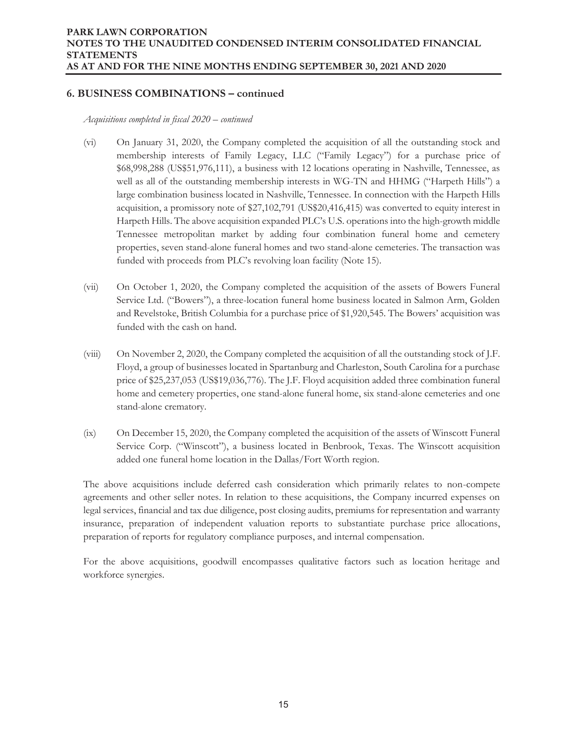## 6. BUSINESS COMBINATIONS – continued

*Acquisitions completed in fiscal 2020 – continued*

(vi) On January 31, 2020, the Company completed the acquisition of all the outstanding stock and membership interests of Family Legacy, LLC ("Family Legacy") for a purchase price of $68,998,288 (US$51,976,111), a business with 12 locations operating in Nashville, Tennessee, as well as all of the outstanding membership interests in WG-TN and HHMG ("Harpeth Hills") a large combination business located in Nashville, Tennessee. In connection with the Harpeth Hills acquisition, a promissory note of $27,102,791 (US$20,416,415) was converted to equity interest in Harpeth Hills. The above acquisition expanded PLC's U.S. operations into the high-growth middle Tennessee metropolitan market by adding four combination funeral home and cemetery properties, seven stand-alone funeral homes and two stand-alone cemeteries. The transaction was funded with proceeds from PLC's revolving loan facility (Note 15).

(vii) On October 1, 2020, the Company completed the acquisition of the assets of Bowers Funeral Service Ltd. ("Bowers"), a three-location funeral home business located in Salmon Arm, Golden and Revelstoke, British Columbia for a purchase price of $1,920,545. The Bowers' acquisition was funded with the cash on hand.

(viii) On November 2, 2020, the Company completed the acquisition of all the outstanding stock of J.F. Floyd, a group of businesses located in Spartanburg and Charleston, South Carolina for a purchase price of $25,237,053 (US$19,036,776). The J.F. Floyd acquisition added three combination funeral home and cemetery properties, one stand-alone funeral home, six stand-alone cemeteries and one stand-alone crematory.

(ix) On December 15, 2020, the Company completed the acquisition of the assets of Winscott Funeral Service Corp. ("Winscott"), a business located in Benbrook, Texas. The Winscott acquisition added one funeral home location in the Dallas/Fort Worth region.

The above acquisitions include deferred cash consideration which primarily relates to non-compete agreements and other seller notes. In relation to these acquisitions, the Company incurred expenses on legal services, financial and tax due diligence, post closing audits, premiums for representation and warranty insurance, preparation of independent valuation reports to substantiate purchase price allocations, preparation of reports for regulatory compliance purposes, and internal compensation.

For the above acquisitions, goodwill encompasses qualitative factors such as location heritage and workforce synergies.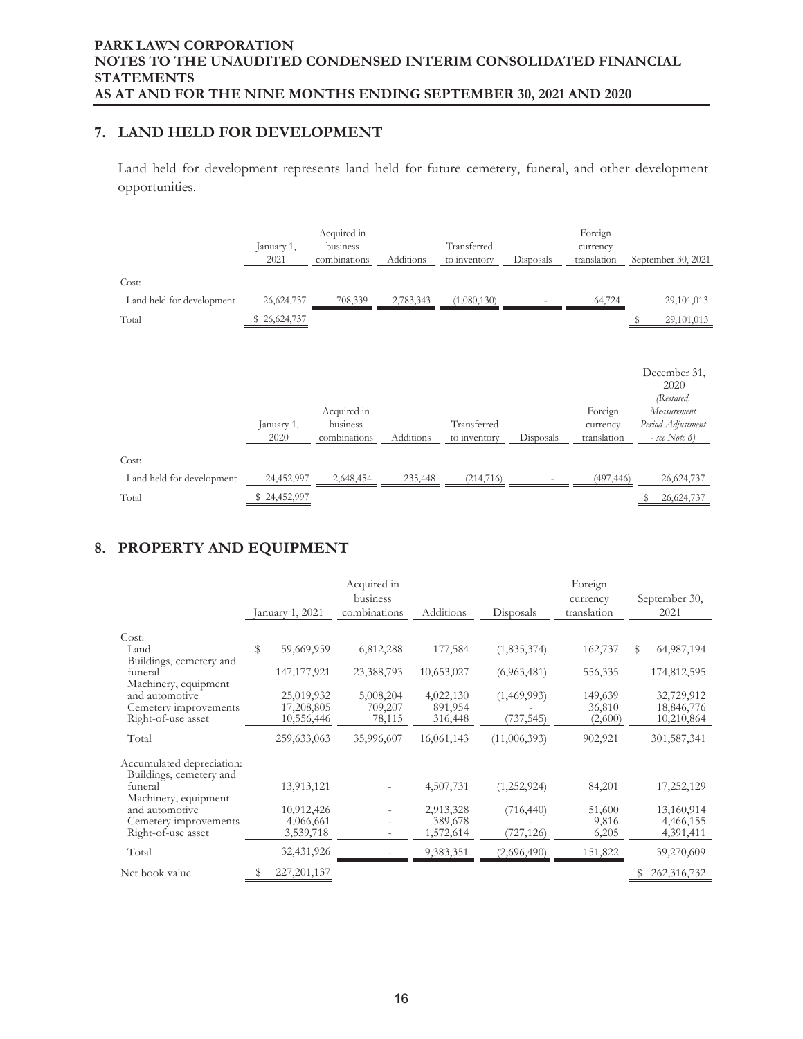## 7. LAND HELD FOR DEVELOPMENT

Land held for development represents land held for future cemetery, funeral, and other development opportunities.

| | January 1, 2021 | Acquired in business combinations | Additions | Transferred to inventory | Disposals | Foreign currency translation | September 30, 2021 |
|---|---|---|---|---|---|---|---|
| Cost: | | | | | | | |
| Land held for development | 26,624,737 | 708,339 | 2,783,343 | (1,080,130) | - | 64,724 | 29,101,013 |
| Total | $ 26,624,737 | | | | | | $ 29,101,013 |

| | January 1, 2020 | Acquired in business combinations | Additions | Transferred to inventory | Disposals | Foreign currency translation | December 31, 2020 *(Restated, Measurement Period Adjustment - see Note 6)* |
|---|---|---|---|---|---|---|---|
| Cost: | | | | | | | |
| Land held for development | 24,452,997 | 2,648,454 | 235,448 | (214,716) | - | (497,446) | 26,624,737 |
| Total | $ 24,452,997 | | | | | | $ 26,624,737 |

## 8. PROPERTY AND EQUIPMENT

| | January 1, 2021 | Acquired in business combinations | Additions | Disposals | Foreign currency translation | September 30, 2021 |
|---|---|---|---|---|---|---|
| Cost: | | | | | | |
| Land | $ 59,669,959 | 6,812,288 | 177,584 | (1,835,374) | 162,737 | $ 64,987,194 |
| Buildings, cemetery and funeral | 147,177,921 | 23,388,793 | 10,653,027 | (6,963,481) | 556,335 | 174,812,595 |
| Machinery, equipment and automotive | 25,019,932 | 5,008,204 | 4,022,130 | (1,469,993) | 149,639 | 32,729,912 |
| Cemetery improvements | 17,208,805 | 709,207 | 891,954 | - | 36,810 | 18,846,776 |
| Right-of-use asset | 10,556,446 | 78,115 | 316,448 | (737,545) | (2,600) | 10,210,864 |
| Total | 259,633,063 | 35,996,607 | 16,061,143 | (11,006,393) | 902,921 | 301,587,341 |
| Accumulated depreciation: | | | | | | |
| Buildings, cemetery and funeral | 13,913,121 | - | 4,507,731 | (1,252,924) | 84,201 | 17,252,129 |
| Machinery, equipment and automotive | 10,912,426 | - | 2,913,328 | (716,440) | 51,600 | 13,160,914 |
| Cemetery improvements | 4,066,661 | - | 389,678 | - | 9,816 | 4,466,155 |
| Right-of-use asset | 3,539,718 | - | 1,572,614 | (727,126) | 6,205 | 4,391,411 |
| Total | 32,431,926 | - | 9,383,351 | (2,696,490) | 151,822 | 39,270,609 |
| Net book value | $ 227,201,137 | | | | | $ 262,316,732 |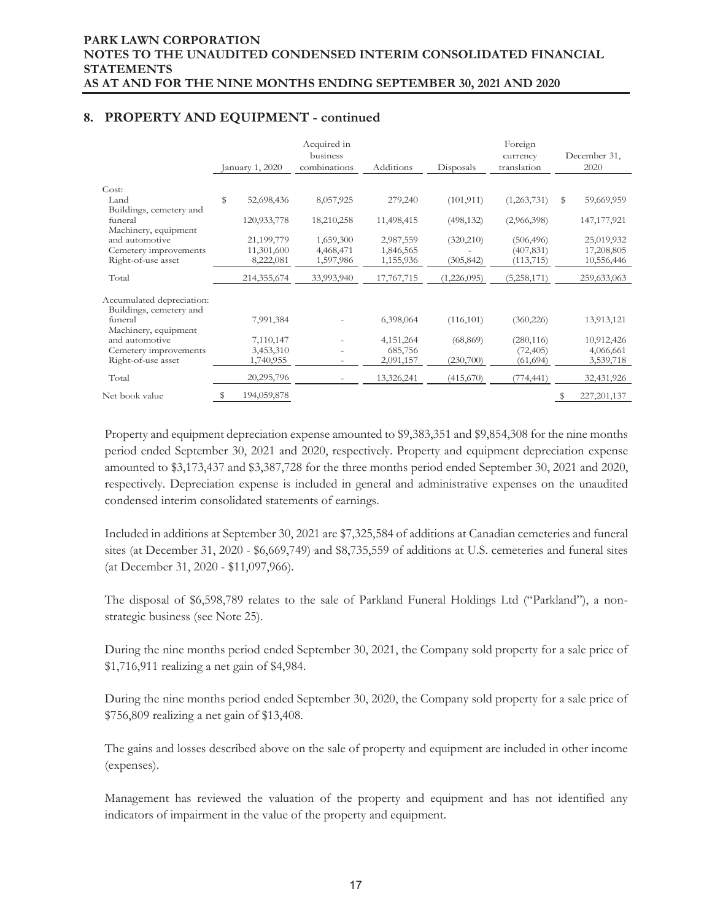## 8. PROPERTY AND EQUIPMENT - continued

| | January 1, 2020 | Acquired in business combinations | Additions | Disposals | Foreign currency translation | December 31, 2020 |
|---|---|---|---|---|---|---|
| Cost: | | | | | | |
| Land | $ 52,698,436 | 8,057,925 | 279,240 | (101,911) | (1,263,731) | $ 59,669,959 |
| Buildings, cemetery and funeral | 120,933,778 | 18,210,258 | 11,498,415 | (498,132) | (2,966,398) | 147,177,921 |
| Machinery, equipment and automotive | 21,199,779 | 1,659,300 | 2,987,559 | (320,210) | (506,496) | 25,019,932 |
| Cemetery improvements | 11,301,600 | 4,468,471 | 1,846,565 | - | (407,831) | 17,208,805 |
| Right-of-use asset | 8,222,081 | 1,597,986 | 1,155,936 | (305,842) | (113,715) | 10,556,446 |
| Total | 214,355,674 | 33,993,940 | 17,767,715 | (1,226,095) | (5,258,171) | 259,633,063 |
| Accumulated depreciation: | | | | | | |
| Buildings, cemetery and funeral | 7,991,384 | - | 6,398,064 | (116,101) | (360,226) | 13,913,121 |
| Machinery, equipment and automotive | 7,110,147 | - | 4,151,264 | (68,869) | (280,116) | 10,912,426 |
| Cemetery improvements | 3,453,310 | - | 685,756 | | (72,405) | 4,066,661 |
| Right-of-use asset | 1,740,955 | - | 2,091,157 | (230,700) | (61,694) | 3,539,718 |
| Total | 20,295,796 | - | 13,326,241 | (415,670) | (774,441) | 32,431,926 |
| Net book value | $ 194,059,878 | | | | | $ 227,201,137 |

Property and equipment depreciation expense amounted to $9,383,351 and $9,854,308 for the nine months period ended September 30, 2021 and 2020, respectively. Property and equipment depreciation expense amounted to $3,173,437 and $3,387,728 for the three months period ended September 30, 2021 and 2020, respectively. Depreciation expense is included in general and administrative expenses on the unaudited condensed interim consolidated statements of earnings.

Included in additions at September 30, 2021 are $7,325,584 of additions at Canadian cemeteries and funeral sites (at December 31, 2020 - $6,669,749) and $8,735,559 of additions at U.S. cemeteries and funeral sites (at December 31, 2020 - $11,097,966).

The disposal of $6,598,789 relates to the sale of Parkland Funeral Holdings Ltd ("Parkland"), a non-strategic business (see Note 25).

During the nine months period ended September 30, 2021, the Company sold property for a sale price of $1,716,911 realizing a net gain of $4,984.

During the nine months period ended September 30, 2020, the Company sold property for a sale price of $756,809 realizing a net gain of $13,408.

The gains and losses described above on the sale of property and equipment are included in other income (expenses).

Management has reviewed the valuation of the property and equipment and has not identified any indicators of impairment in the value of the property and equipment.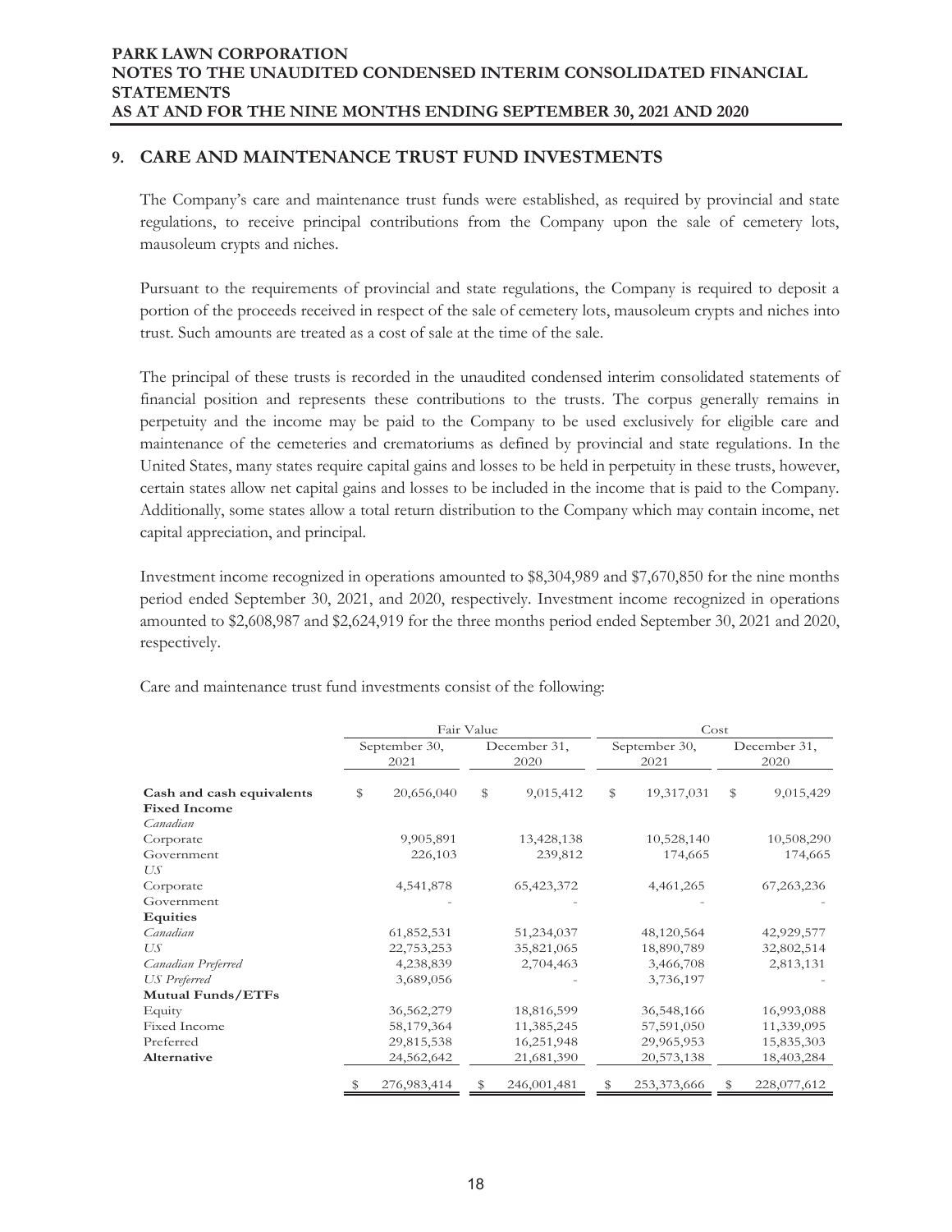## 9. CARE AND MAINTENANCE TRUST FUND INVESTMENTS

The Company's care and maintenance trust funds were established, as required by provincial and state regulations, to receive principal contributions from the Company upon the sale of cemetery lots, mausoleum crypts and niches.

Pursuant to the requirements of provincial and state regulations, the Company is required to deposit a portion of the proceeds received in respect of the sale of cemetery lots, mausoleum crypts and niches into trust. Such amounts are treated as a cost of sale at the time of the sale.

The principal of these trusts is recorded in the unaudited condensed interim consolidated statements of financial position and represents these contributions to the trusts. The corpus generally remains in perpetuity and the income may be paid to the Company to be used exclusively for eligible care and maintenance of the cemeteries and crematoriums as defined by provincial and state regulations. In the United States, many states require capital gains and losses to be held in perpetuity in these trusts, however, certain states allow net capital gains and losses to be included in the income that is paid to the Company. Additionally, some states allow a total return distribution to the Company which may contain income, net capital appreciation, and principal.

Investment income recognized in operations amounted to \$8,304,989 and \$7,670,850 for the nine months period ended September 30, 2021, and 2020, respectively. Investment income recognized in operations amounted to \$2,608,987 and \$2,624,919 for the three months period ended September 30, 2021 and 2020, respectively.

Care and maintenance trust fund investments consist of the following:

| | Fair Value | | Cost | |
|---|---|---|---|---|
| | September 30, 2021 | December 31, 2020 | September 30, 2021 | December 31, 2020 |
| **Cash and cash equivalents** | $ 20,656,040 | $ 9,015,412 | $ 19,317,031 | $ 9,015,429 |
| **Fixed Income** | | | | |
| *Canadian* | | | | |
| Corporate | 9,905,891 | 13,428,138 | 10,528,140 | 10,508,290 |
| Government | 226,103 | 239,812 | 174,665 | 174,665 |
| *US* | | | | |
| Corporate | 4,541,878 | 65,423,372 | 4,461,265 | 67,263,236 |
| Government | - | - | - | - |
| **Equities** | | | | |
| *Canadian* | 61,852,531 | 51,234,037 | 48,120,564 | 42,929,577 |
| *US* | 22,753,253 | 35,821,065 | 18,890,789 | 32,802,514 |
| *Canadian Preferred* | 4,238,839 | 2,704,463 | 3,466,708 | 2,813,131 |
| *US Preferred* | 3,689,056 | - | 3,736,197 | - |
| **Mutual Funds/ETFs** | | | | |
| Equity | 36,562,279 | 18,816,599 | 36,548,166 | 16,993,088 |
| Fixed Income | 58,179,364 | 11,385,245 | 57,591,050 | 11,339,095 |
| Preferred | 29,815,538 | 16,251,948 | 29,965,953 | 15,835,303 |
| **Alternative** | 24,562,642 | 21,681,390 | 20,573,138 | 18,403,284 |
| | $ 276,983,414 | $ 246,001,481 | $ 253,373,666 | $ 228,077,612 |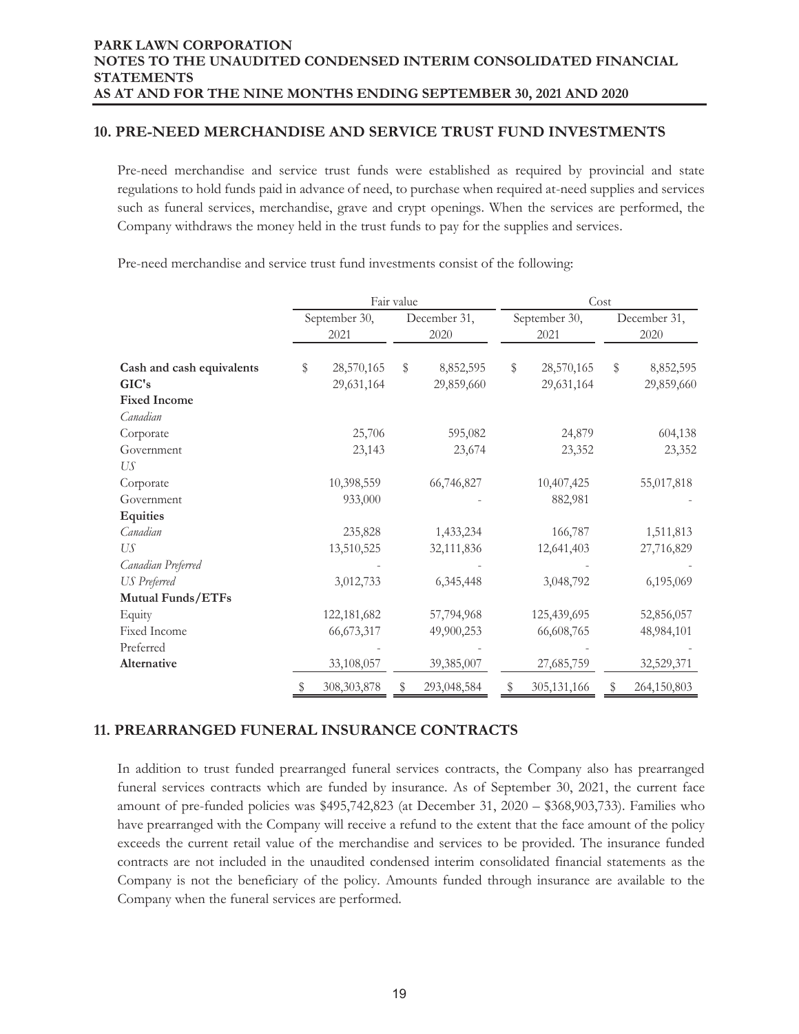## 10. PRE-NEED MERCHANDISE AND SERVICE TRUST FUND INVESTMENTS

Pre-need merchandise and service trust funds were established as required by provincial and state regulations to hold funds paid in advance of need, to purchase when required at-need supplies and services such as funeral services, merchandise, grave and crypt openings. When the services are performed, the Company withdraws the money held in the trust funds to pay for the supplies and services.

Pre-need merchandise and service trust fund investments consist of the following:

| | Fair value | | Cost | |
|---|---|---|---|---|
| | September 30, 2021 | December 31, 2020 | September 30, 2021 | December 31, 2020 |
| **Cash and cash equivalents** | $ 28,570,165 | $ 8,852,595 | $ 28,570,165 | $ 8,852,595 |
| **GIC's** | 29,631,164 | 29,859,660 | 29,631,164 | 29,859,660 |
| **Fixed Income** | | | | |
| *Canadian* | | | | |
| Corporate | 25,706 | 595,082 | 24,879 | 604,138 |
| Government | 23,143 | 23,674 | 23,352 | 23,352 |
| *US* | | | | |
| Corporate | 10,398,559 | 66,746,827 | 10,407,425 | 55,017,818 |
| Government | 933,000 | - | 882,981 | - |
| **Equities** | | | | |
| *Canadian* | 235,828 | 1,433,234 | 166,787 | 1,511,813 |
| *US* | 13,510,525 | 32,111,836 | 12,641,403 | 27,716,829 |
| *Canadian Preferred* | - | - | - | - |
| *US Preferred* | 3,012,733 | 6,345,448 | 3,048,792 | 6,195,069 |
| **Mutual Funds/ETFs** | | | | |
| Equity | 122,181,682 | 57,794,968 | 125,439,695 | 52,856,057 |
| Fixed Income | 66,673,317 | 49,900,253 | 66,608,765 | 48,984,101 |
| Preferred | - | - | - | - |
| **Alternative** | 33,108,057 | 39,385,007 | 27,685,759 | 32,529,371 |
| | $ 308,303,878 | $ 293,048,584 | $ 305,131,166 | $ 264,150,803 |

## 11. PREARRANGED FUNERAL INSURANCE CONTRACTS

In addition to trust funded prearranged funeral services contracts, the Company also has prearranged funeral services contracts which are funded by insurance. As of September 30, 2021, the current face amount of pre-funded policies was $495,742,823 (at December 31, 2020 – $368,903,733). Families who have prearranged with the Company will receive a refund to the extent that the face amount of the policy exceeds the current retail value of the merchandise and services to be provided. The insurance funded contracts are not included in the unaudited condensed interim consolidated financial statements as the Company is not the beneficiary of the policy. Amounts funded through insurance are available to the Company when the funeral services are performed.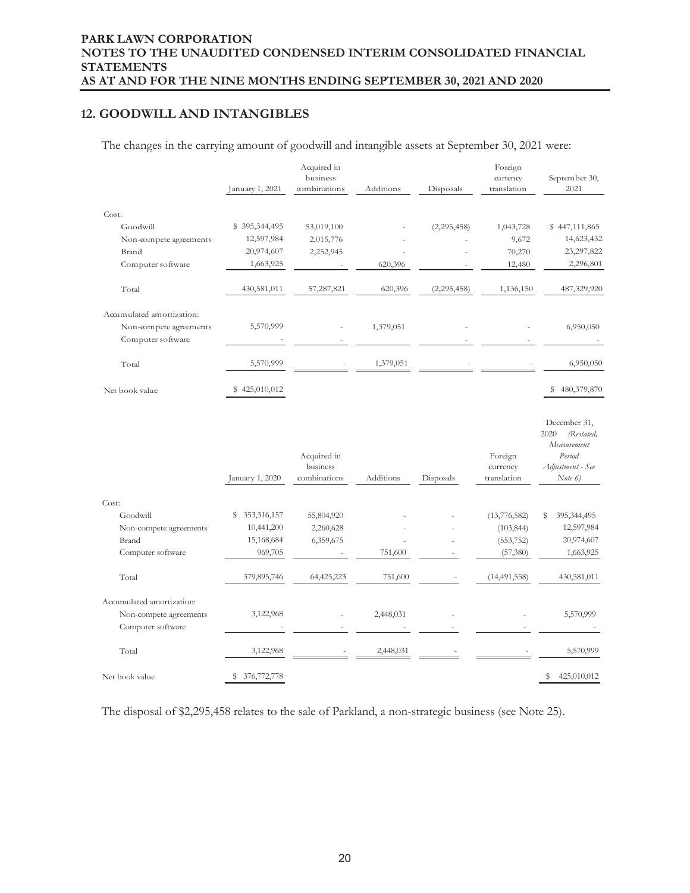## 12. GOODWILL AND INTANGIBLES

The changes in the carrying amount of goodwill and intangible assets at September 30, 2021 were:

| | January 1, 2021 | Acquired in business combinations | Additions | Disposals | Foreign currency translation | September 30, 2021 |
|---|---|---|---|---|---|---|
| Cost: | | | | | | |
| Goodwill | $ 395,344,495 | 53,019,100 | - | (2,295,458) | 1,043,728 | $ 447,111,865 |
| Non-compete agreements | 12,597,984 | 2,015,776 | - | - | 9,672 | 14,623,432 |
| Brand | 20,974,607 | 2,252,945 | - | - | 70,270 | 23,297,822 |
| Computer software | 1,663,925 | - | 620,396 | - | 12,480 | 2,296,801 |
| Total | 430,581,011 | 57,287,821 | 620,396 | (2,295,458) | 1,136,150 | 487,329,920 |
| Accumulated amortization: | | | | | | |
| Non-compete agreements | 5,570,999 | - | 1,379,051 | - | - | 6,950,050 |
| Computer software | - | - | | - | - | - |
| Total | 5,570,999 | - | 1,379,051 | - | - | 6,950,050 |
| Net book value | $ 425,010,012 | | | | | $ 480,379,870 |

| | January 1, 2020 | Acquired in business combinations | Additions | Disposals | Foreign currency translation | December 31, 2020 *(Restated, Measurement Period Adjustment - See Note 6)* |
|---|---|---|---|---|---|---|
| Cost: | | | | | | |
| Goodwill | $ 353,316,157 | 55,804,920 | - | - | (13,776,582) | $ 395,344,495 |
| Non-compete agreements | 10,441,200 | 2,260,628 | - | - | (103,844) | 12,597,984 |
| Brand | 15,168,684 | 6,359,675 | - | - | (553,752) | 20,974,607 |
| Computer software | 969,705 | - | 751,600 | - | (57,380) | 1,663,925 |
| Total | 379,895,746 | 64,425,223 | 751,600 | - | (14,491,558) | 430,581,011 |
| Accumulated amortization: | | | | | | |
| Non-compete agreements | 3,122,968 | - | 2,448,031 | - | - | 5,570,999 |
| Computer software | - | - | - | - | - | - |
| Total | 3,122,968 | - | 2,448,031 | - | - | 5,570,999 |
| Net book value | $ 376,772,778 | | | | | $ 425,010,012 |

The disposal of $2,295,458 relates to the sale of Parkland, a non-strategic business (see Note 25).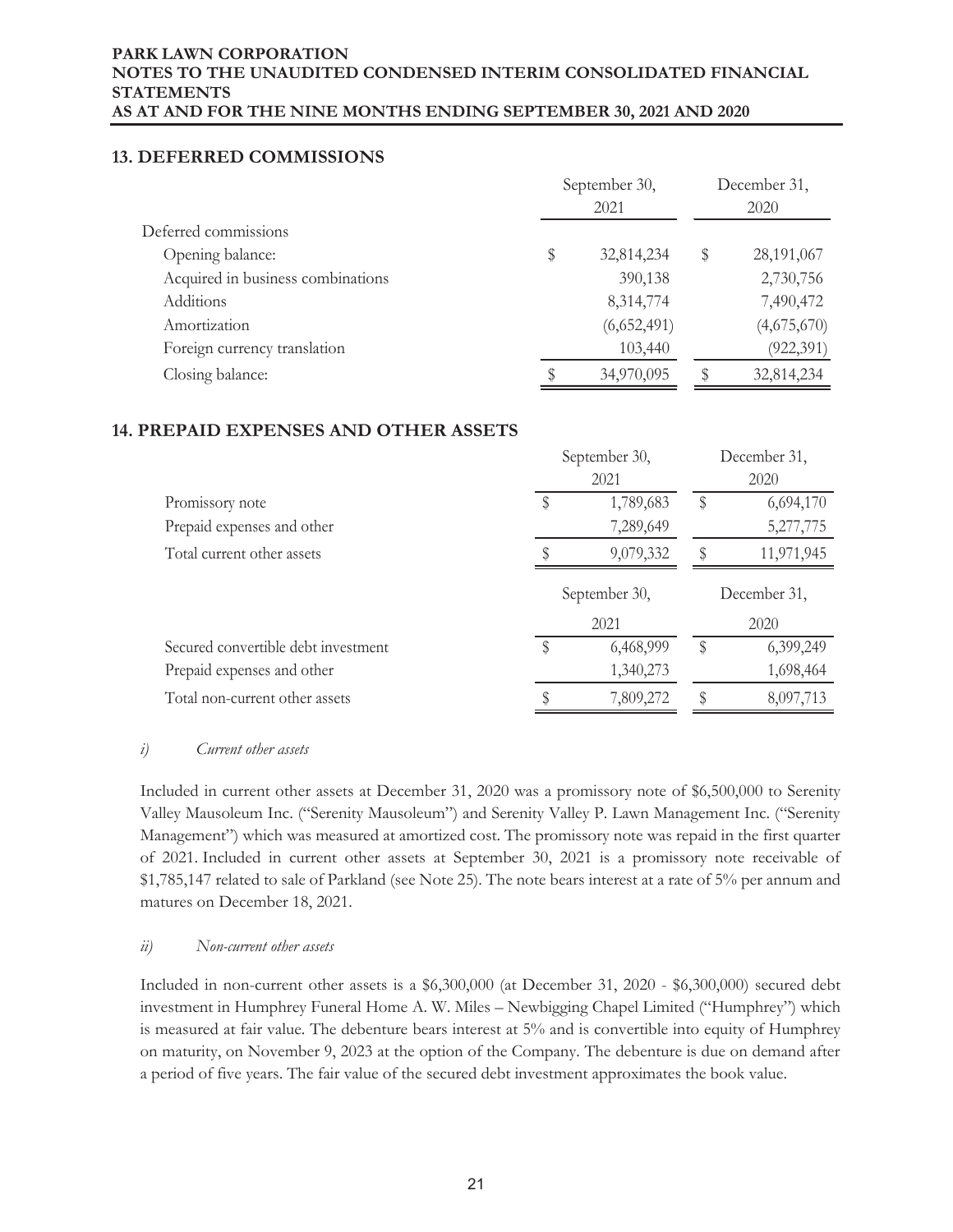## 13. DEFERRED COMMISSIONS

| | September 30, 2021 | December 31, 2020 |
|---|---|---|
| Deferred commissions | | |
| Opening balance: | $ 32,814,234 | $ 28,191,067 |
| Acquired in business combinations | 390,138 | 2,730,756 |
| Additions | 8,314,774 | 7,490,472 |
| Amortization | (6,652,491) | (4,675,670) |
| Foreign currency translation | 103,440 | (922,391) |
| Closing balance: | $ 34,970,095 | $ 32,814,234 |

## 14. PREPAID EXPENSES AND OTHER ASSETS

| | September 30, 2021 | December 31, 2020 |
|---|---|---|
| Promissory note | $ 1,789,683 | $ 6,694,170 |
| Prepaid expenses and other | 7,289,649 | 5,277,775 |
| Total current other assets | $ 9,079,332 | $ 11,971,945 |

| | September 30, 2021 | December 31, 2020 |
|---|---|---|
| Secured convertible debt investment | $ 6,468,999 | $ 6,399,249 |
| Prepaid expenses and other | 1,340,273 | 1,698,464 |
| Total non-current other assets | $ 7,809,272 | $ 8,097,713 |

*i) Current other assets*

Included in current other assets at December 31, 2020 was a promissory note of $6,500,000 to Serenity Valley Mausoleum Inc. ("Serenity Mausoleum") and Serenity Valley P. Lawn Management Inc. ("Serenity Management") which was measured at amortized cost. The promissory note was repaid in the first quarter of 2021. Included in current other assets at September 30, 2021 is a promissory note receivable of $1,785,147 related to sale of Parkland (see Note 25). The note bears interest at a rate of 5% per annum and matures on December 18, 2021.

*ii) Non-current other assets*

Included in non-current other assets is a $6,300,000 (at December 31, 2020 - $6,300,000) secured debt investment in Humphrey Funeral Home A. W. Miles – Newbigging Chapel Limited ("Humphrey") which is measured at fair value. The debenture bears interest at 5% and is convertible into equity of Humphrey on maturity, on November 9, 2023 at the option of the Company. The debenture is due on demand after a period of five years. The fair value of the secured debt investment approximates the book value.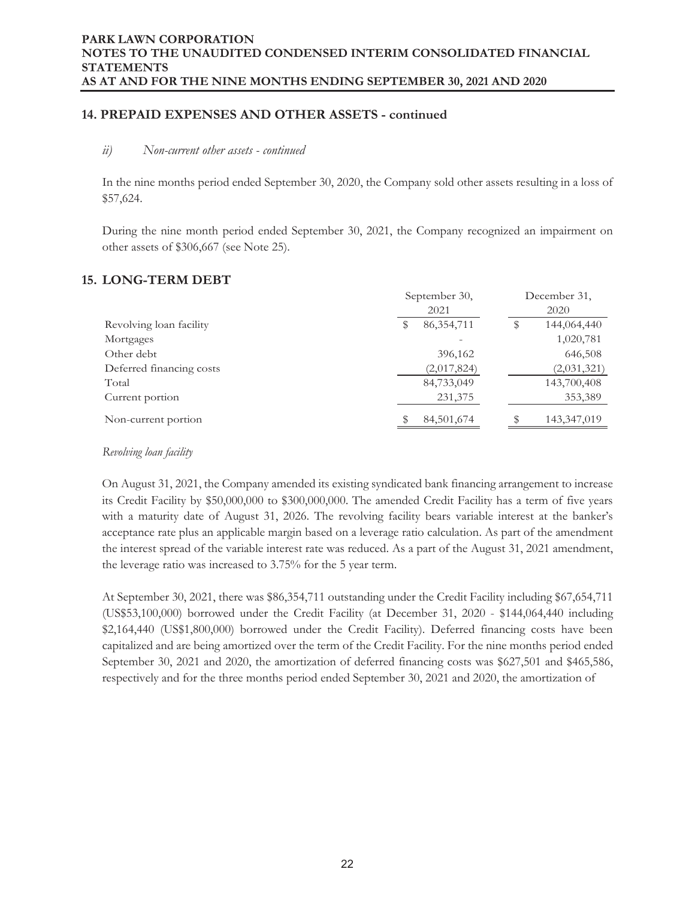## 14. PREPAID EXPENSES AND OTHER ASSETS - continued

*ii) Non-current other assets - continued*

In the nine months period ended September 30, 2020, the Company sold other assets resulting in a loss of $57,624.

During the nine month period ended September 30, 2021, the Company recognized an impairment on other assets of $306,667 (see Note 25).

## 15. LONG-TERM DEBT

| | September 30, 2021 | December 31, 2020 |
|---|---|---|
| Revolving loan facility | $ 86,354,711 | $ 144,064,440 |
| Mortgages | - | 1,020,781 |
| Other debt | 396,162 | 646,508 |
| Deferred financing costs | (2,017,824) | (2,031,321) |
| Total | 84,733,049 | 143,700,408 |
| Current portion | 231,375 | 353,389 |
| Non-current portion | $ 84,501,674 | $ 143,347,019 |

*Revolving loan facility*

On August 31, 2021, the Company amended its existing syndicated bank financing arrangement to increase its Credit Facility by $50,000,000 to $300,000,000. The amended Credit Facility has a term of five years with a maturity date of August 31, 2026. The revolving facility bears variable interest at the banker's acceptance rate plus an applicable margin based on a leverage ratio calculation. As part of the amendment the interest spread of the variable interest rate was reduced. As a part of the August 31, 2021 amendment, the leverage ratio was increased to 3.75% for the 5 year term.

At September 30, 2021, there was $86,354,711 outstanding under the Credit Facility including $67,654,711 (US$53,100,000) borrowed under the Credit Facility (at December 31, 2020 - $144,064,440 including $2,164,440 (US$1,800,000) borrowed under the Credit Facility). Deferred financing costs have been capitalized and are being amortized over the term of the Credit Facility. For the nine months period ended September 30, 2021 and 2020, the amortization of deferred financing costs was $627,501 and $465,586, respectively and for the three months period ended September 30, 2021 and 2020, the amortization of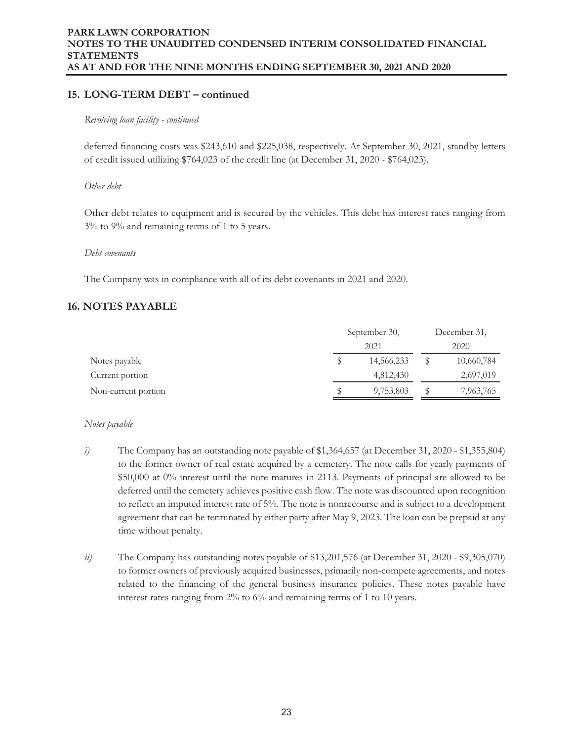## 15. LONG-TERM DEBT – continued

*Revolving loan facility - continued*

deferred financing costs was $243,610 and $225,038, respectively. At September 30, 2021, standby letters of credit issued utilizing $764,023 of the credit line (at December 31, 2020 - $764,023).

*Other debt*

Other debt relates to equipment and is secured by the vehicles. This debt has interest rates ranging from 3% to 9% and remaining terms of 1 to 5 years.

*Debt covenants*

The Company was in compliance with all of its debt covenants in 2021 and 2020.

## 16. NOTES PAYABLE

| | September 30, 2021 | December 31, 2020 |
|---|---|---|
| Notes payable | $ 14,566,233 | $ 10,660,784 |
| Current portion | 4,812,430 | 2,697,019 |
| Non-current portion | $ 9,753,803 | $ 7,963,765 |

*Notes payable*

*i)* The Company has an outstanding note payable of $1,364,657 (at December 31, 2020 - $1,355,804) to the former owner of real estate acquired by a cemetery. The note calls for yearly payments of $50,000 at 0% interest until the note matures in 2113. Payments of principal are allowed to be deferred until the cemetery achieves positive cash flow. The note was discounted upon recognition to reflect an imputed interest rate of 5%. The note is nonrecourse and is subject to a development agreement that can be terminated by either party after May 9, 2023. The loan can be prepaid at any time without penalty.

*ii)* The Company has outstanding notes payable of $13,201,576 (at December 31, 2020 - $9,305,070) to former owners of previously acquired businesses, primarily non-compete agreements, and notes related to the financing of the general business insurance policies. These notes payable have interest rates ranging from 2% to 6% and remaining terms of 1 to 10 years.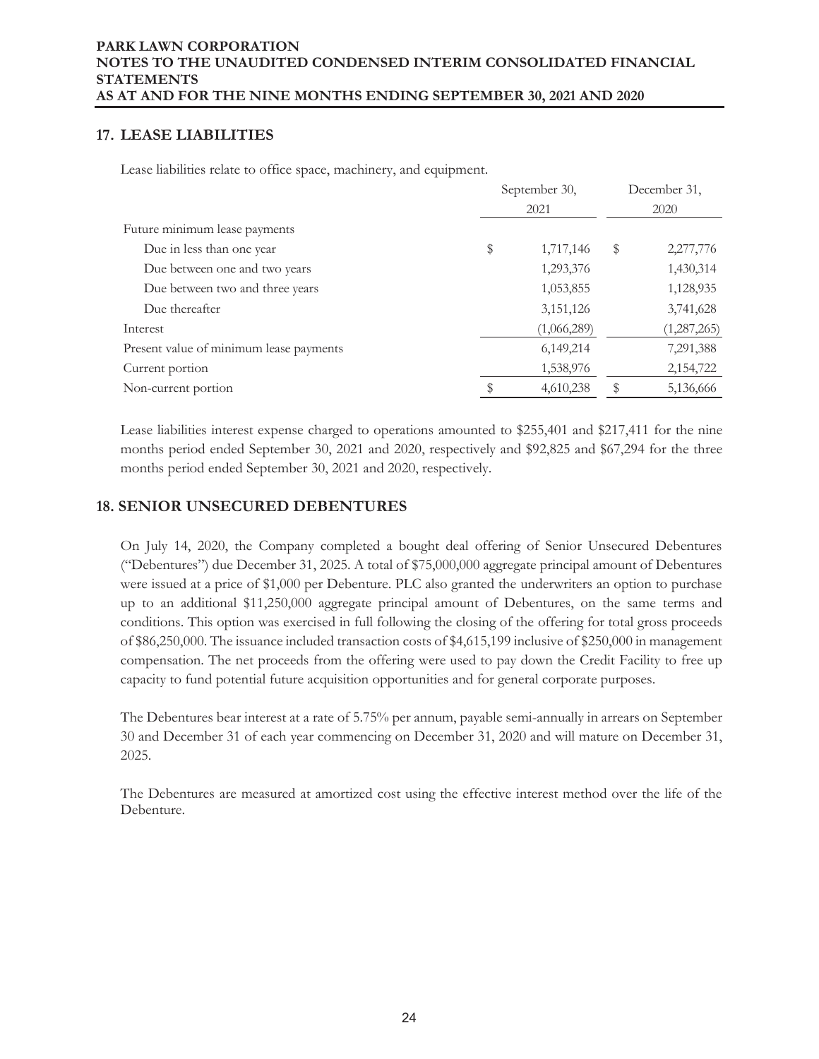## 17. LEASE LIABILITIES

Lease liabilities relate to office space, machinery, and equipment.

| | September 30, 2021 | December 31, 2020 |
|---|---|---|
| Future minimum lease payments | | |
| Due in less than one year | $ 1,717,146 | $ 2,277,776 |
| Due between one and two years | 1,293,376 | 1,430,314 |
| Due between two and three years | 1,053,855 | 1,128,935 |
| Due thereafter | 3,151,126 | 3,741,628 |
| Interest | (1,066,289) | (1,287,265) |
| Present value of minimum lease payments | 6,149,214 | 7,291,388 |
| Current portion | 1,538,976 | 2,154,722 |
| Non-current portion | $ 4,610,238 | $ 5,136,666 |

Lease liabilities interest expense charged to operations amounted to $255,401 and $217,411 for the nine months period ended September 30, 2021 and 2020, respectively and $92,825 and $67,294 for the three months period ended September 30, 2021 and 2020, respectively.

## 18. SENIOR UNSECURED DEBENTURES

On July 14, 2020, the Company completed a bought deal offering of Senior Unsecured Debentures ("Debentures") due December 31, 2025. A total of $75,000,000 aggregate principal amount of Debentures were issued at a price of $1,000 per Debenture. PLC also granted the underwriters an option to purchase up to an additional $11,250,000 aggregate principal amount of Debentures, on the same terms and conditions. This option was exercised in full following the closing of the offering for total gross proceeds of $86,250,000. The issuance included transaction costs of $4,615,199 inclusive of $250,000 in management compensation. The net proceeds from the offering were used to pay down the Credit Facility to free up capacity to fund potential future acquisition opportunities and for general corporate purposes.

The Debentures bear interest at a rate of 5.75% per annum, payable semi-annually in arrears on September 30 and December 31 of each year commencing on December 31, 2020 and will mature on December 31, 2025.

The Debentures are measured at amortized cost using the effective interest method over the life of the Debenture.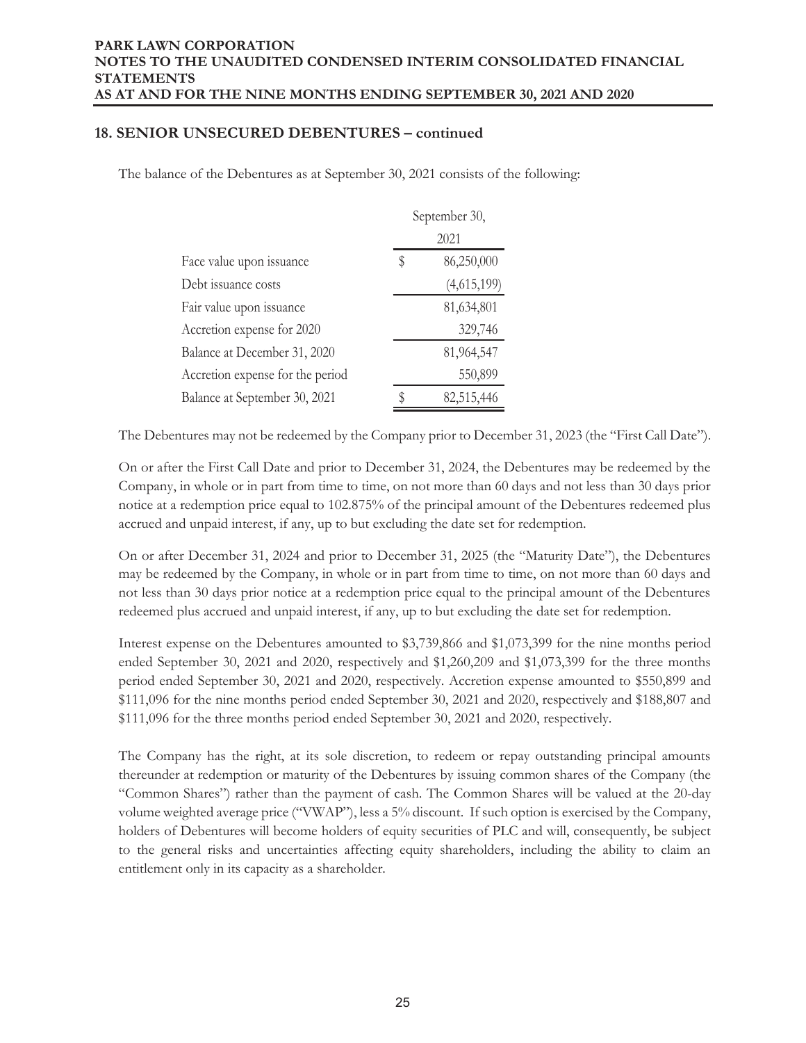## 18. SENIOR UNSECURED DEBENTURES – continued

The balance of the Debentures as at September 30, 2021 consists of the following:

| | September 30, 2021 |
|---|---|
| Face value upon issuance | $ 86,250,000 |
| Debt issuance costs | (4,615,199) |
| Fair value upon issuance | 81,634,801 |
| Accretion expense for 2020 | 329,746 |
| Balance at December 31, 2020 | 81,964,547 |
| Accretion expense for the period | 550,899 |
| Balance at September 30, 2021 | $ 82,515,446 |

The Debentures may not be redeemed by the Company prior to December 31, 2023 (the "First Call Date").

On or after the First Call Date and prior to December 31, 2024, the Debentures may be redeemed by the Company, in whole or in part from time to time, on not more than 60 days and not less than 30 days prior notice at a redemption price equal to 102.875% of the principal amount of the Debentures redeemed plus accrued and unpaid interest, if any, up to but excluding the date set for redemption.

On or after December 31, 2024 and prior to December 31, 2025 (the "Maturity Date"), the Debentures may be redeemed by the Company, in whole or in part from time to time, on not more than 60 days and not less than 30 days prior notice at a redemption price equal to the principal amount of the Debentures redeemed plus accrued and unpaid interest, if any, up to but excluding the date set for redemption.

Interest expense on the Debentures amounted to $3,739,866 and $1,073,399 for the nine months period ended September 30, 2021 and 2020, respectively and $1,260,209 and $1,073,399 for the three months period ended September 30, 2021 and 2020, respectively. Accretion expense amounted to $550,899 and $111,096 for the nine months period ended September 30, 2021 and 2020, respectively and $188,807 and $111,096 for the three months period ended September 30, 2021 and 2020, respectively.

The Company has the right, at its sole discretion, to redeem or repay outstanding principal amounts thereunder at redemption or maturity of the Debentures by issuing common shares of the Company (the "Common Shares") rather than the payment of cash. The Common Shares will be valued at the 20-day volume weighted average price ("VWAP"), less a 5% discount. If such option is exercised by the Company, holders of Debentures will become holders of equity securities of PLC and will, consequently, be subject to the general risks and uncertainties affecting equity shareholders, including the ability to claim an entitlement only in its capacity as a shareholder.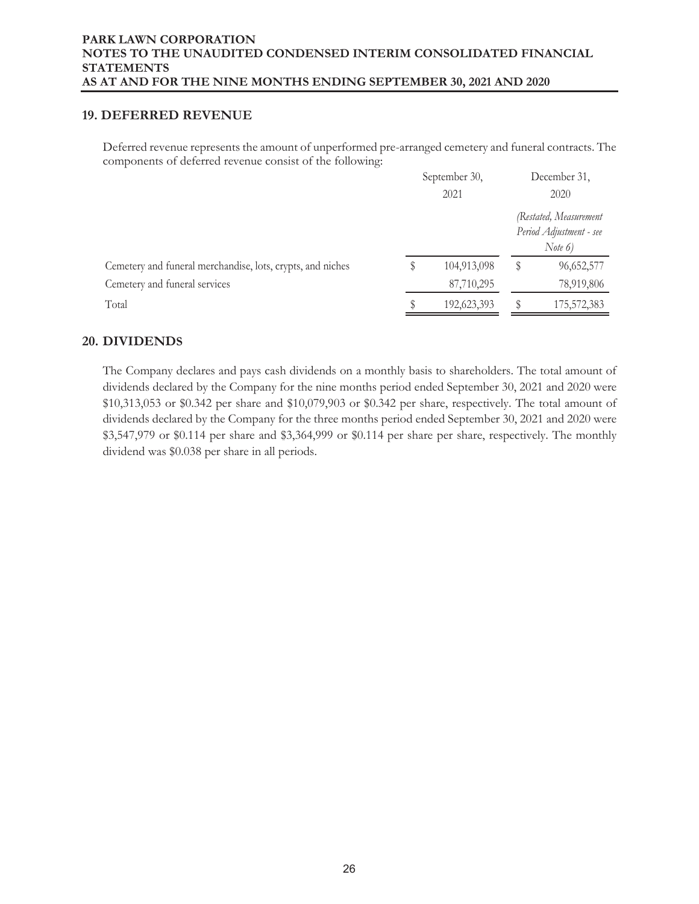## 19. DEFERRED REVENUE

Deferred revenue represents the amount of unperformed pre-arranged cemetery and funeral contracts. The components of deferred revenue consist of the following:

| | September 30, 2021 | December 31, 2020 *(Restated, Measurement Period Adjustment - see Note 6)* |
|---|---|---|
| Cemetery and funeral merchandise, lots, crypts, and niches | $ 104,913,098 | $ 96,652,577 |
| Cemetery and funeral services | 87,710,295 | 78,919,806 |
| Total | $ 192,623,393 | $ 175,572,383 |

## 20. DIVIDENDS

The Company declares and pays cash dividends on a monthly basis to shareholders. The total amount of dividends declared by the Company for the nine months period ended September 30, 2021 and 2020 were $10,313,053 or $0.342 per share and $10,079,903 or $0.342 per share, respectively. The total amount of dividends declared by the Company for the three months period ended September 30, 2021 and 2020 were $3,547,979 or $0.114 per share and $3,364,999 or $0.114 per share per share, respectively. The monthly dividend was $0.038 per share in all periods.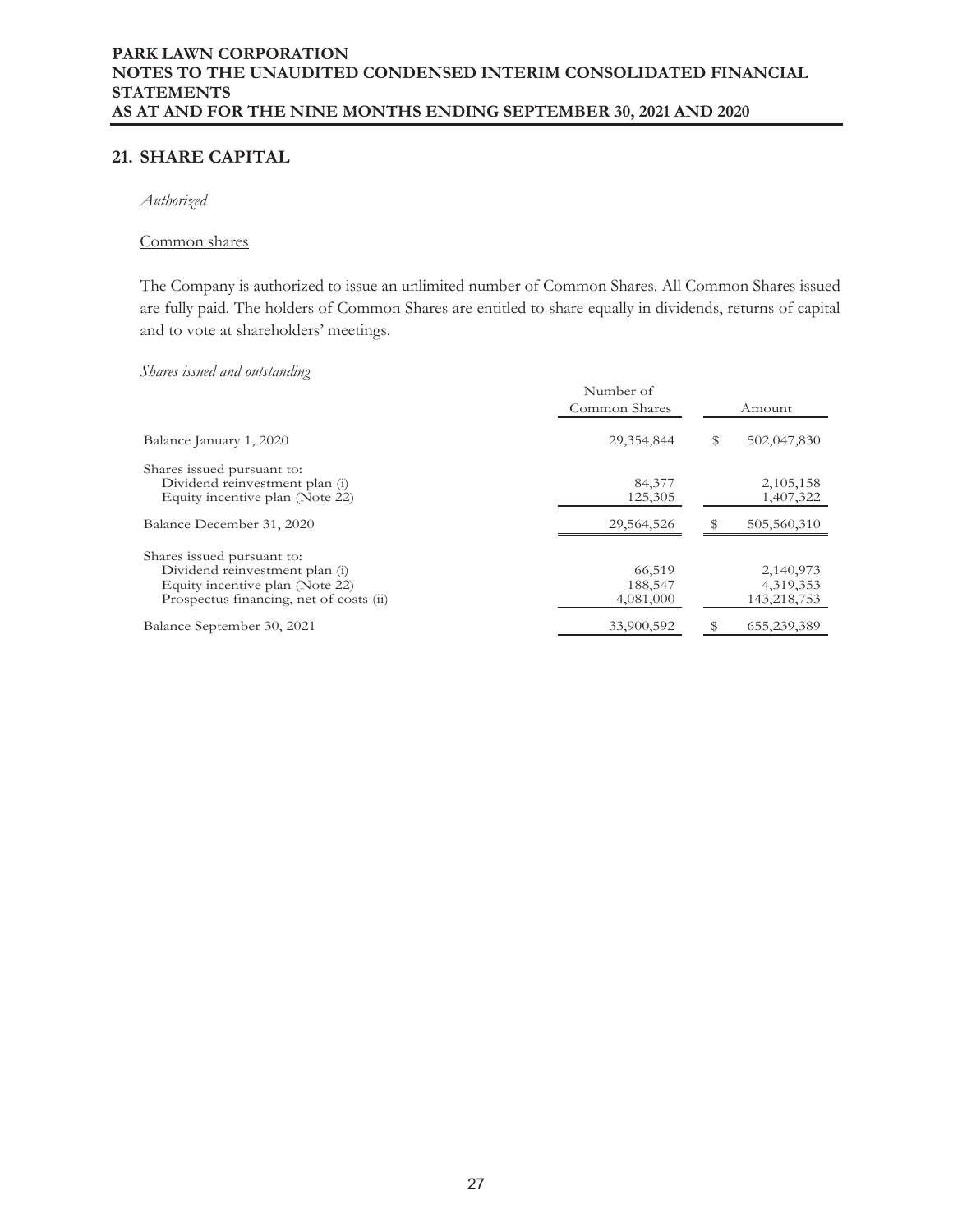## 21. SHARE CAPITAL

*Authorized*

Common shares

The Company is authorized to issue an unlimited number of Common Shares. All Common Shares issued are fully paid. The holders of Common Shares are entitled to share equally in dividends, returns of capital and to vote at shareholders' meetings.

*Shares issued and outstanding*

| | Number of Common Shares | Amount |
|---|---|---|
| Balance January 1, 2020 | 29,354,844 | $ 502,047,830 |
| Shares issued pursuant to: | | |
| Dividend reinvestment plan (i) | 84,377 | 2,105,158 |
| Equity incentive plan (Note 22) | 125,305 | 1,407,322 |
| Balance December 31, 2020 | 29,564,526 | $ 505,560,310 |
| Shares issued pursuant to: | | |
| Dividend reinvestment plan (i) | 66,519 | 2,140,973 |
| Equity incentive plan (Note 22) | 188,547 | 4,319,353 |
| Prospectus financing, net of costs (ii) | 4,081,000 | 143,218,753 |
| Balance September 30, 2021 | 33,900,592 | $ 655,239,389 |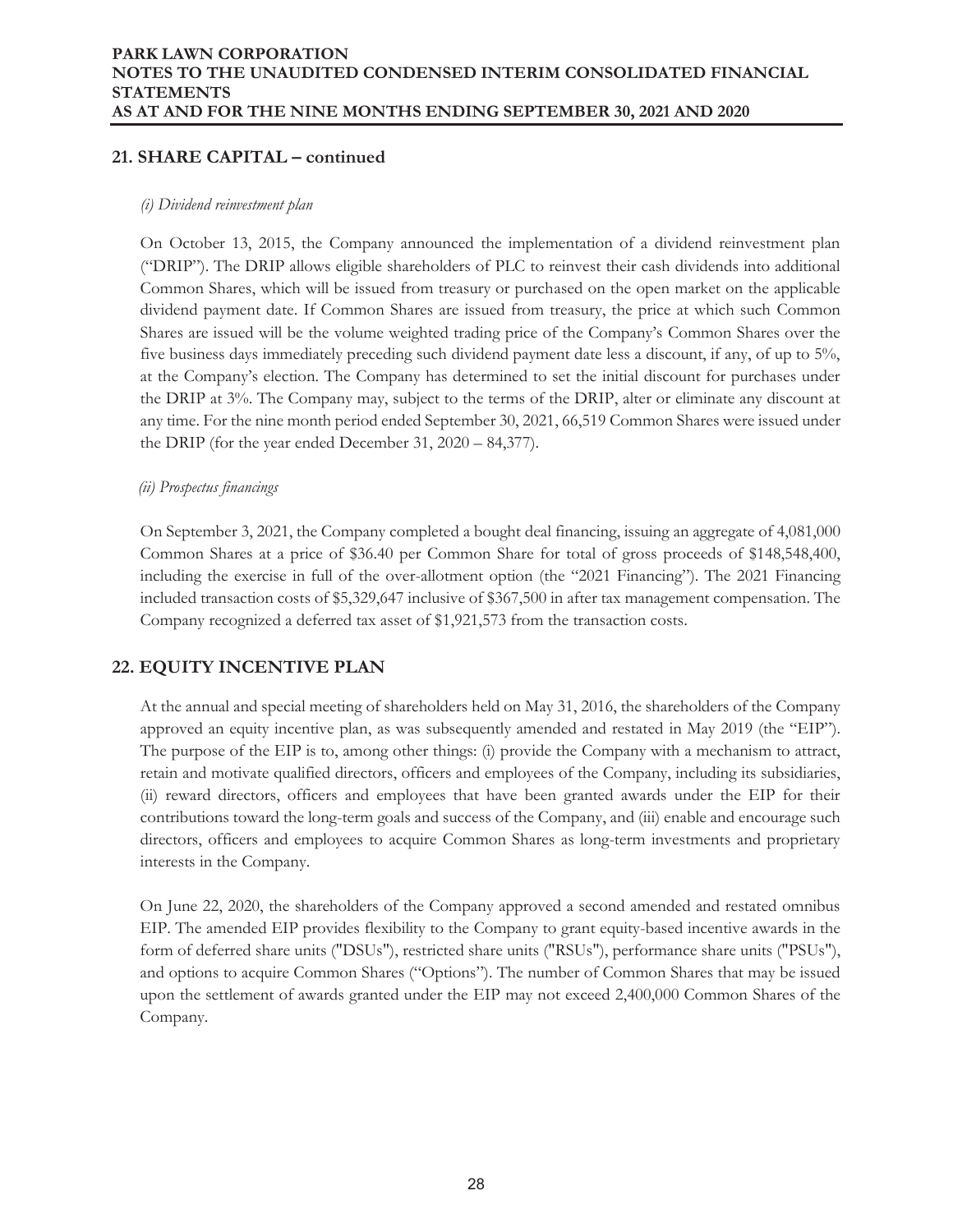## 21. SHARE CAPITAL – continued

*(i) Dividend reinvestment plan*

On October 13, 2015, the Company announced the implementation of a dividend reinvestment plan ("DRIP"). The DRIP allows eligible shareholders of PLC to reinvest their cash dividends into additional Common Shares, which will be issued from treasury or purchased on the open market on the applicable dividend payment date. If Common Shares are issued from treasury, the price at which such Common Shares are issued will be the volume weighted trading price of the Company's Common Shares over the five business days immediately preceding such dividend payment date less a discount, if any, of up to 5%, at the Company's election. The Company has determined to set the initial discount for purchases under the DRIP at 3%. The Company may, subject to the terms of the DRIP, alter or eliminate any discount at any time. For the nine month period ended September 30, 2021, 66,519 Common Shares were issued under the DRIP (for the year ended December 31, 2020 – 84,377).

*(ii) Prospectus financings*

On September 3, 2021, the Company completed a bought deal financing, issuing an aggregate of 4,081,000 Common Shares at a price of $36.40 per Common Share for total of gross proceeds of $148,548,400, including the exercise in full of the over-allotment option (the "2021 Financing"). The 2021 Financing included transaction costs of $5,329,647 inclusive of $367,500 in after tax management compensation. The Company recognized a deferred tax asset of $1,921,573 from the transaction costs.

## 22. EQUITY INCENTIVE PLAN

At the annual and special meeting of shareholders held on May 31, 2016, the shareholders of the Company approved an equity incentive plan, as was subsequently amended and restated in May 2019 (the "EIP"). The purpose of the EIP is to, among other things: (i) provide the Company with a mechanism to attract, retain and motivate qualified directors, officers and employees of the Company, including its subsidiaries, (ii) reward directors, officers and employees that have been granted awards under the EIP for their contributions toward the long-term goals and success of the Company, and (iii) enable and encourage such directors, officers and employees to acquire Common Shares as long-term investments and proprietary interests in the Company.

On June 22, 2020, the shareholders of the Company approved a second amended and restated omnibus EIP. The amended EIP provides flexibility to the Company to grant equity-based incentive awards in the form of deferred share units ("DSUs"), restricted share units ("RSUs"), performance share units ("PSUs"), and options to acquire Common Shares ("Options"). The number of Common Shares that may be issued upon the settlement of awards granted under the EIP may not exceed 2,400,000 Common Shares of the Company.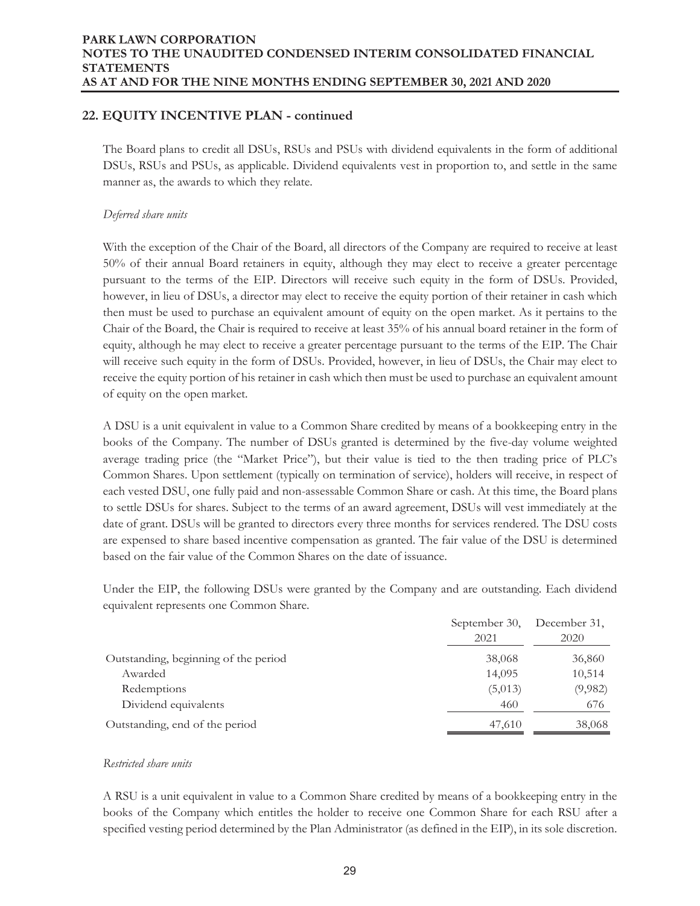## 22. EQUITY INCENTIVE PLAN - continued

The Board plans to credit all DSUs, RSUs and PSUs with dividend equivalents in the form of additional DSUs, RSUs and PSUs, as applicable. Dividend equivalents vest in proportion to, and settle in the same manner as, the awards to which they relate.

*Deferred share units*

With the exception of the Chair of the Board, all directors of the Company are required to receive at least 50% of their annual Board retainers in equity, although they may elect to receive a greater percentage pursuant to the terms of the EIP. Directors will receive such equity in the form of DSUs. Provided, however, in lieu of DSUs, a director may elect to receive the equity portion of their retainer in cash which then must be used to purchase an equivalent amount of equity on the open market. As it pertains to the Chair of the Board, the Chair is required to receive at least 35% of his annual board retainer in the form of equity, although he may elect to receive a greater percentage pursuant to the terms of the EIP. The Chair will receive such equity in the form of DSUs. Provided, however, in lieu of DSUs, the Chair may elect to receive the equity portion of his retainer in cash which then must be used to purchase an equivalent amount of equity on the open market.

A DSU is a unit equivalent in value to a Common Share credited by means of a bookkeeping entry in the books of the Company. The number of DSUs granted is determined by the five-day volume weighted average trading price (the "Market Price"), but their value is tied to the then trading price of PLC's Common Shares. Upon settlement (typically on termination of service), holders will receive, in respect of each vested DSU, one fully paid and non-assessable Common Share or cash. At this time, the Board plans to settle DSUs for shares. Subject to the terms of an award agreement, DSUs will vest immediately at the date of grant. DSUs will be granted to directors every three months for services rendered. The DSU costs are expensed to share based incentive compensation as granted. The fair value of the DSU is determined based on the fair value of the Common Shares on the date of issuance.

Under the EIP, the following DSUs were granted by the Company and are outstanding. Each dividend equivalent represents one Common Share.

| | September 30, 2021 | December 31, 2020 |
|---|---|---|
| Outstanding, beginning of the period | 38,068 | 36,860 |
| Awarded | 14,095 | 10,514 |
| Redemptions | (5,013) | (9,982) |
| Dividend equivalents | 460 | 676 |
| Outstanding, end of the period | 47,610 | 38,068 |

*Restricted share units*

A RSU is a unit equivalent in value to a Common Share credited by means of a bookkeeping entry in the books of the Company which entitles the holder to receive one Common Share for each RSU after a specified vesting period determined by the Plan Administrator (as defined in the EIP), in its sole discretion.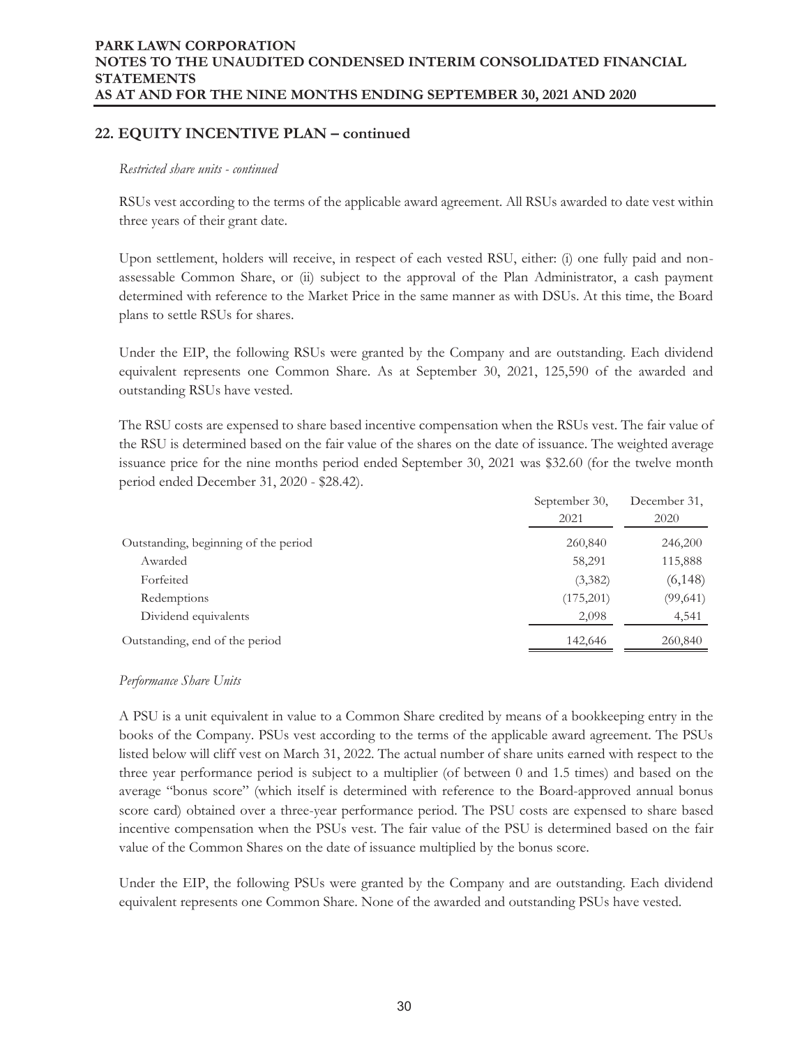## 22. EQUITY INCENTIVE PLAN – continued

*Restricted share units - continued*

RSUs vest according to the terms of the applicable award agreement. All RSUs awarded to date vest within three years of their grant date.

Upon settlement, holders will receive, in respect of each vested RSU, either: (i) one fully paid and non-assessable Common Share, or (ii) subject to the approval of the Plan Administrator, a cash payment determined with reference to the Market Price in the same manner as with DSUs. At this time, the Board plans to settle RSUs for shares.

Under the EIP, the following RSUs were granted by the Company and are outstanding. Each dividend equivalent represents one Common Share. As at September 30, 2021, 125,590 of the awarded and outstanding RSUs have vested.

The RSU costs are expensed to share based incentive compensation when the RSUs vest. The fair value of the RSU is determined based on the fair value of the shares on the date of issuance. The weighted average issuance price for the nine months period ended September 30, 2021 was $32.60 (for the twelve month period ended December 31, 2020 - $28.42).

| | September 30, 2021 | December 31, 2020 |
|---|---|---|
| Outstanding, beginning of the period | 260,840 | 246,200 |
| Awarded | 58,291 | 115,888 |
| Forfeited | (3,382) | (6,148) |
| Redemptions | (175,201) | (99,641) |
| Dividend equivalents | 2,098 | 4,541 |
| Outstanding, end of the period | 142,646 | 260,840 |

*Performance Share Units*

A PSU is a unit equivalent in value to a Common Share credited by means of a bookkeeping entry in the books of the Company. PSUs vest according to the terms of the applicable award agreement. The PSUs listed below will cliff vest on March 31, 2022. The actual number of share units earned with respect to the three year performance period is subject to a multiplier (of between 0 and 1.5 times) and based on the average "bonus score" (which itself is determined with reference to the Board-approved annual bonus score card) obtained over a three-year performance period. The PSU costs are expensed to share based incentive compensation when the PSUs vest. The fair value of the PSU is determined based on the fair value of the Common Shares on the date of issuance multiplied by the bonus score.

Under the EIP, the following PSUs were granted by the Company and are outstanding. Each dividend equivalent represents one Common Share. None of the awarded and outstanding PSUs have vested.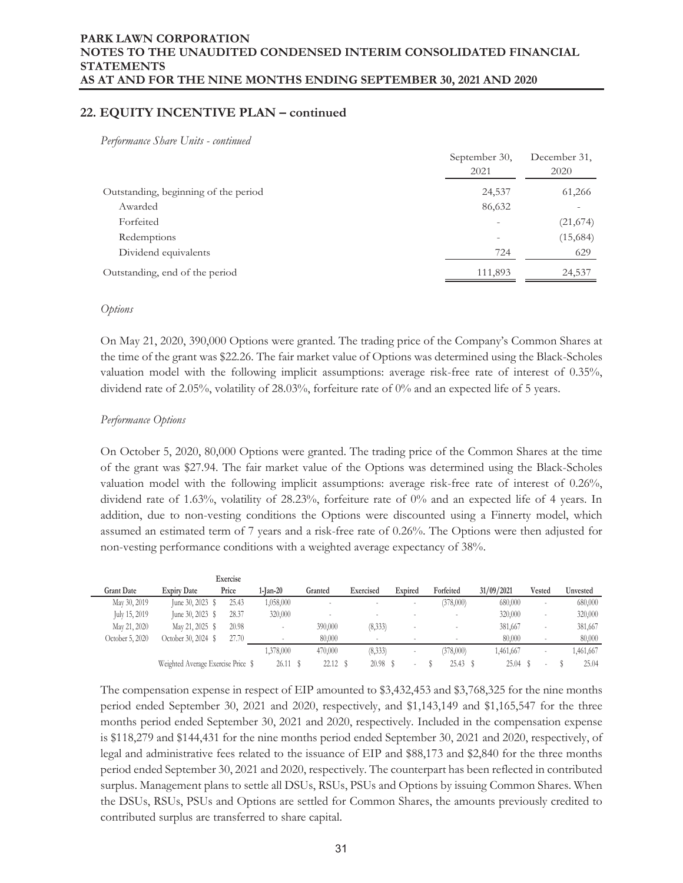## 22. EQUITY INCENTIVE PLAN – continued

*Performance Share Units - continued*

| | September 30, 2021 | December 31, 2020 |
|---|---|---|
| Outstanding, beginning of the period | 24,537 | 61,266 |
| Awarded | 86,632 | - |
| Forfeited | - | (21,674) |
| Redemptions | - | (15,684) |
| Dividend equivalents | 724 | 629 |
| Outstanding, end of the period | 111,893 | 24,537 |

*Options*

On May 21, 2020, 390,000 Options were granted. The trading price of the Company's Common Shares at the time of the grant was $22.26. The fair market value of Options was determined using the Black-Scholes valuation model with the following implicit assumptions: average risk-free rate of interest of 0.35%, dividend rate of 2.05%, volatility of 28.03%, forfeiture rate of 0% and an expected life of 5 years.

*Performance Options*

On October 5, 2020, 80,000 Options were granted. The trading price of the Common Shares at the time of the grant was $27.94. The fair market value of the Options was determined using the Black-Scholes valuation model with the following implicit assumptions: average risk-free rate of interest of 0.26%, dividend rate of 1.63%, volatility of 28.23%, forfeiture rate of 0% and an expected life of 4 years. In addition, due to non-vesting conditions the Options were discounted using a Finnerty model, which assumed an estimated term of 7 years and a risk-free rate of 0.26%. The Options were then adjusted for non-vesting performance conditions with a weighted average expectancy of 38%.

| Grant Date | Expiry Date | Exercise Price | 1-Jan-20 | Granted | Exercised | Expired | Forfeited | 31/09/2021 | Vested | Unvested |
|---|---|---|---|---|---|---|---|---|---|---|
| May 30, 2019 | June 30, 2023 | $ 25.43 | 1,058,000 | - | - | - | (378,000) | 680,000 | - | 680,000 |
| July 15, 2019 | June 30, 2023 | $ 28.37 | 320,000 | - | - | - | - | 320,000 | - | 320,000 |
| May 21, 2020 | May 21, 2025 | $ 20.98 | - | 390,000 | (8,333) | - | - | 381,667 | - | 381,667 |
| October 5, 2020 | October 30, 2024 | $ 27.70 | - | 80,000 | - | - | - | 80,000 | - | 80,000 |
| | | | 1,378,000 | 470,000 | (8,333) | - | (378,000) | 1,461,667 | - | 1,461,667 |
| | Weighted Average Exercise Price | $ | 26.11 | $ 22.12 | $ 20.98 | $ - | $ 25.43 | $ 25.04 | $ - | $ 25.04 |

The compensation expense in respect of EIP amounted to $3,432,453 and $3,768,325 for the nine months period ended September 30, 2021 and 2020, respectively, and $1,143,149 and $1,165,547 for the three months period ended September 30, 2021 and 2020, respectively. Included in the compensation expense is $118,279 and $144,431 for the nine months period ended September 30, 2021 and 2020, respectively, of legal and administrative fees related to the issuance of EIP and $88,173 and $2,840 for the three months period ended September 30, 2021 and 2020, respectively. The counterpart has been reflected in contributed surplus. Management plans to settle all DSUs, RSUs, PSUs and Options by issuing Common Shares. When the DSUs, RSUs, PSUs and Options are settled for Common Shares, the amounts previously credited to contributed surplus are transferred to share capital.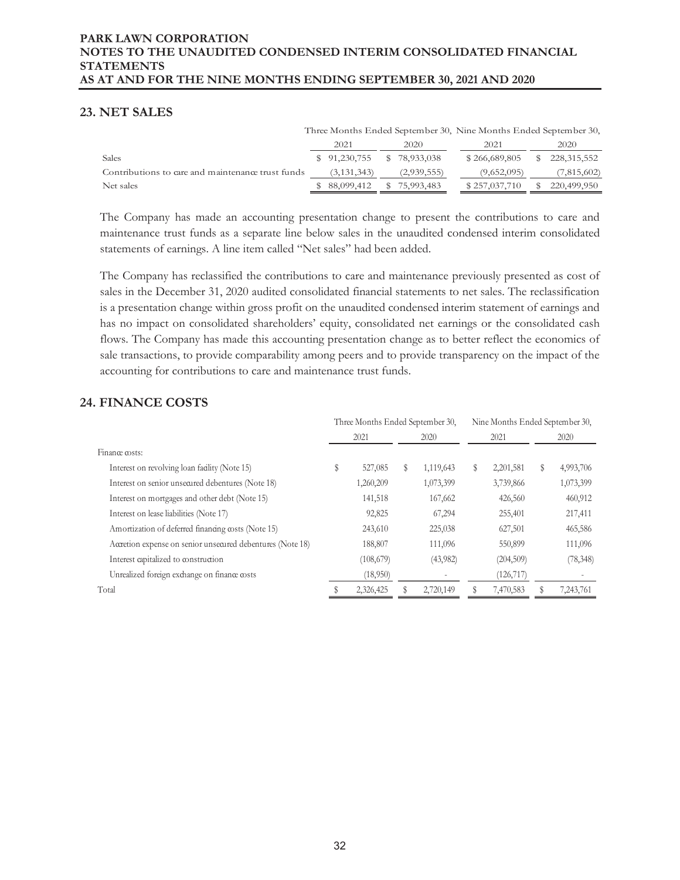## 23. NET SALES

| | Three Months Ended September 30, | | Nine Months Ended September 30, | |
|---|---|---|---|---|
| | 2021 | 2020 | 2021 | 2020 |
| Sales | $ 91,230,755 | $ 78,933,038 | $ 266,689,805 | $ 228,315,552 |
| Contributions to care and maintenance trust funds | (3,131,343) | (2,939,555) | (9,652,095) | (7,815,602) |
| Net sales | $ 88,099,412 | $ 75,993,483 | $ 257,037,710 | $ 220,499,950 |

The Company has made an accounting presentation change to present the contributions to care and maintenance trust funds as a separate line below sales in the unaudited condensed interim consolidated statements of earnings. A line item called "Net sales" had been added.

The Company has reclassified the contributions to care and maintenance previously presented as cost of sales in the December 31, 2020 audited consolidated financial statements to net sales. The reclassification is a presentation change within gross profit on the unaudited condensed interim statement of earnings and has no impact on consolidated shareholders' equity, consolidated net earnings or the consolidated cash flows. The Company has made this accounting presentation change as to better reflect the economics of sale transactions, to provide comparability among peers and to provide transparency on the impact of the accounting for contributions to care and maintenance trust funds.

## 24. FINANCE COSTS

| | Three Months Ended September 30, | | Nine Months Ended September 30, | |
|---|---|---|---|---|
| | 2021 | 2020 | 2021 | 2020 |
| Finance costs: | | | | |
| Interest on revolving loan facility (Note 15) | $ 527,085 | $ 1,119,643 | $ 2,201,581 | $ 4,993,706 |
| Interest on senior unsecured debentures (Note 18) | 1,260,209 | 1,073,399 | 3,739,866 | 1,073,399 |
| Interest on mortgages and other debt (Note 15) | 141,518 | 167,662 | 426,560 | 460,912 |
| Interest on lease liabilities (Note 17) | 92,825 | 67,294 | 255,401 | 217,411 |
| Amortization of deferred financing costs (Note 15) | 243,610 | 225,038 | 627,501 | 465,586 |
| Accretion expense on senior unsecured debentures (Note 18) | 188,807 | 111,096 | 550,899 | 111,096 |
| Interest capitalized to construction | (108,679) | (43,982) | (204,509) | (78,348) |
| Unrealized foreign exchange on finance costs | (18,950) | - | (126,717) | - |
| Total | $ 2,326,425 | $ 2,720,149 | $ 7,470,583 | $ 7,243,761 |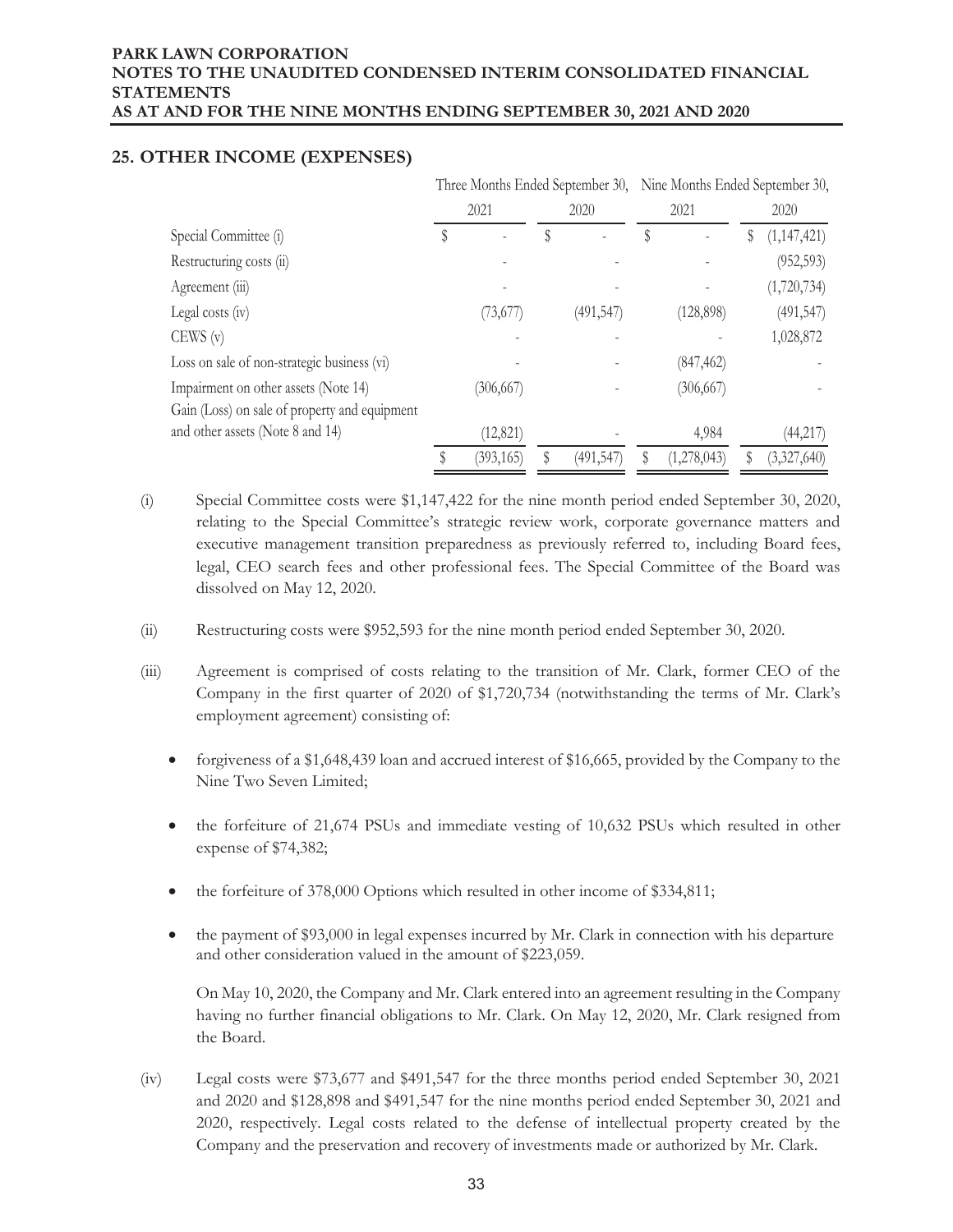## 25. OTHER INCOME (EXPENSES)

| | Three Months Ended September 30, | | Nine Months Ended September 30, | |
|---|---|---|---|---|
| | 2021 | 2020 | 2021 | 2020 |
| Special Committee (i) | $ - | $ - | $ - | $ (1,147,421) |
| Restructuring costs (ii) | - | - | - | (952,593) |
| Agreement (iii) | - | - | - | (1,720,734) |
| Legal costs (iv) | (73,677) | (491,547) | (128,898) | (491,547) |
| CEWS (v) | - | - | - | 1,028,872 |
| Loss on sale of non-strategic business (vi) | - | - | (847,462) | - |
| Impairment on other assets (Note 14) | (306,667) | - | (306,667) | - |
| Gain (Loss) on sale of property and equipment and other assets (Note 8 and 14) | (12,821) | - | 4,984 | (44,217) |
| | $ (393,165) | $ (491,547) | $ (1,278,043) | $ (3,327,640) |

(i) Special Committee costs were $1,147,422 for the nine month period ended September 30, 2020, relating to the Special Committee's strategic review work, corporate governance matters and executive management transition preparedness as previously referred to, including Board fees, legal, CEO search fees and other professional fees. The Special Committee of the Board was dissolved on May 12, 2020.

(ii) Restructuring costs were $952,593 for the nine month period ended September 30, 2020.

(iii) Agreement is comprised of costs relating to the transition of Mr. Clark, former CEO of the Company in the first quarter of 2020 of $1,720,734 (notwithstanding the terms of Mr. Clark's employment agreement) consisting of:

- forgiveness of a $1,648,439 loan and accrued interest of $16,665, provided by the Company to the Nine Two Seven Limited;
- the forfeiture of 21,674 PSUs and immediate vesting of 10,632 PSUs which resulted in other expense of $74,382;
- the forfeiture of 378,000 Options which resulted in other income of $334,811;
- the payment of $93,000 in legal expenses incurred by Mr. Clark in connection with his departure and other consideration valued in the amount of $223,059.

On May 10, 2020, the Company and Mr. Clark entered into an agreement resulting in the Company having no further financial obligations to Mr. Clark. On May 12, 2020, Mr. Clark resigned from the Board.

(iv) Legal costs were $73,677 and $491,547 for the three months period ended September 30, 2021 and 2020 and $128,898 and $491,547 for the nine months period ended September 30, 2021 and 2020, respectively. Legal costs related to the defense of intellectual property created by the Company and the preservation and recovery of investments made or authorized by Mr. Clark.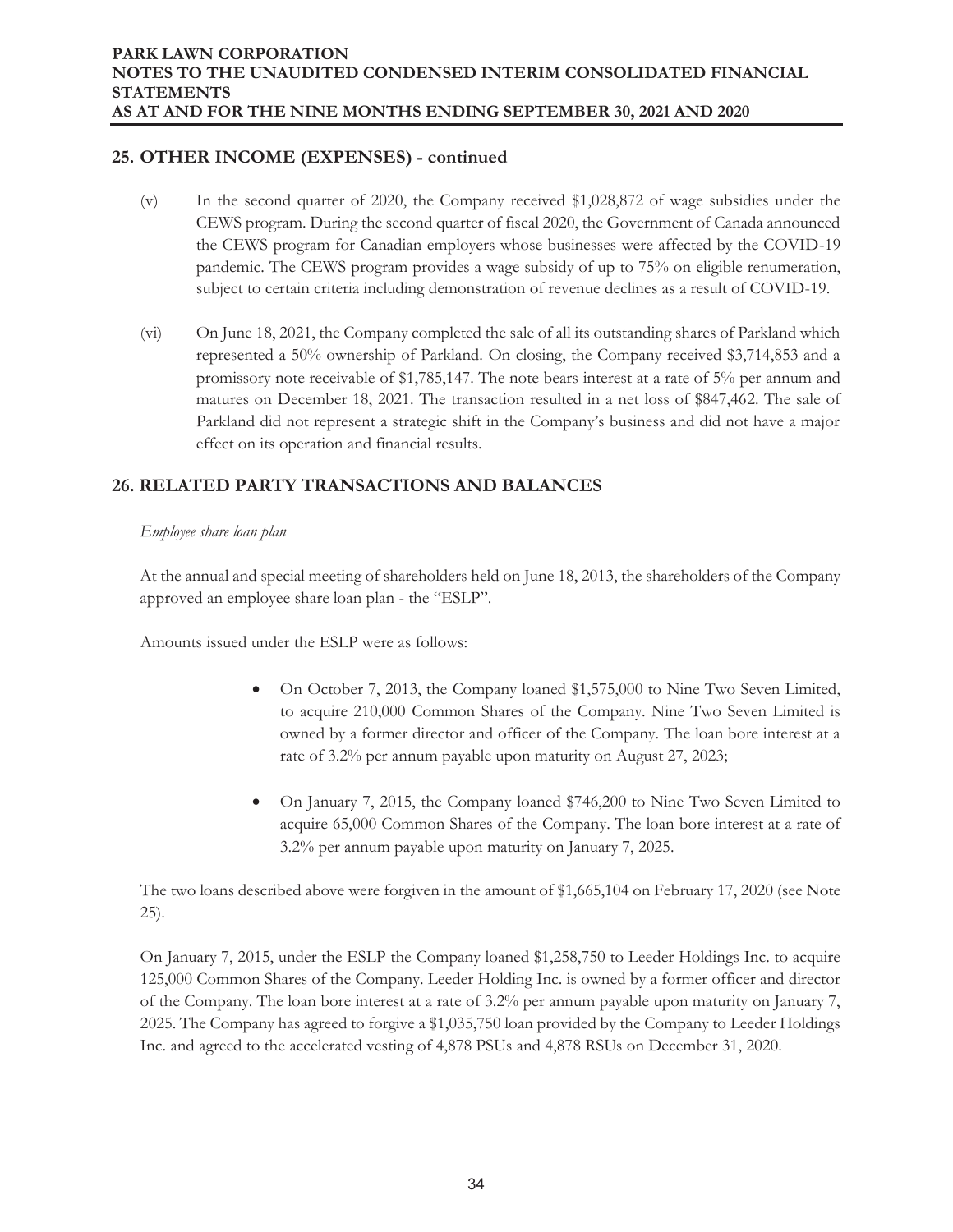## 25. OTHER INCOME (EXPENSES) - continued

(v) In the second quarter of 2020, the Company received $1,028,872 of wage subsidies under the CEWS program. During the second quarter of fiscal 2020, the Government of Canada announced the CEWS program for Canadian employers whose businesses were affected by the COVID-19 pandemic. The CEWS program provides a wage subsidy of up to 75% on eligible renumeration, subject to certain criteria including demonstration of revenue declines as a result of COVID-19.

(vi) On June 18, 2021, the Company completed the sale of all its outstanding shares of Parkland which represented a 50% ownership of Parkland. On closing, the Company received $3,714,853 and a promissory note receivable of $1,785,147. The note bears interest at a rate of 5% per annum and matures on December 18, 2021. The transaction resulted in a net loss of $847,462. The sale of Parkland did not represent a strategic shift in the Company's business and did not have a major effect on its operation and financial results.

## 26. RELATED PARTY TRANSACTIONS AND BALANCES

*Employee share loan plan*

At the annual and special meeting of shareholders held on June 18, 2013, the shareholders of the Company approved an employee share loan plan - the "ESLP".

Amounts issued under the ESLP were as follows:

- On October 7, 2013, the Company loaned $1,575,000 to Nine Two Seven Limited, to acquire 210,000 Common Shares of the Company. Nine Two Seven Limited is owned by a former director and officer of the Company. The loan bore interest at a rate of 3.2% per annum payable upon maturity on August 27, 2023;

- On January 7, 2015, the Company loaned $746,200 to Nine Two Seven Limited to acquire 65,000 Common Shares of the Company. The loan bore interest at a rate of 3.2% per annum payable upon maturity on January 7, 2025.

The two loans described above were forgiven in the amount of $1,665,104 on February 17, 2020 (see Note 25).

On January 7, 2015, under the ESLP the Company loaned $1,258,750 to Leeder Holdings Inc. to acquire 125,000 Common Shares of the Company. Leeder Holding Inc. is owned by a former officer and director of the Company. The loan bore interest at a rate of 3.2% per annum payable upon maturity on January 7, 2025. The Company has agreed to forgive a $1,035,750 loan provided by the Company to Leeder Holdings Inc. and agreed to the accelerated vesting of 4,878 PSUs and 4,878 RSUs on December 31, 2020.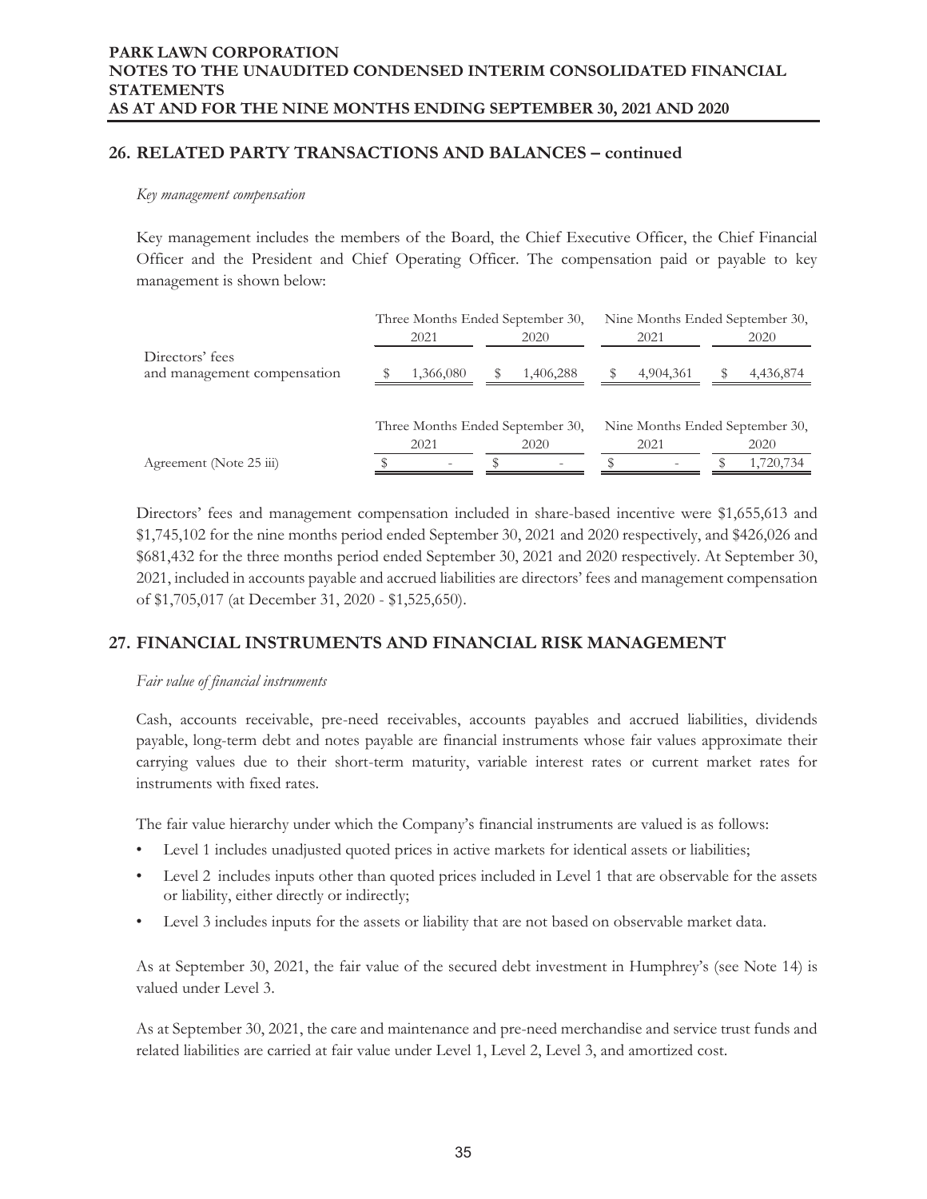## 26. RELATED PARTY TRANSACTIONS AND BALANCES – continued

*Key management compensation*

Key management includes the members of the Board, the Chief Executive Officer, the Chief Financial Officer and the President and Chief Operating Officer. The compensation paid or payable to key management is shown below:

| | Three Months Ended September 30, | | Nine Months Ended September 30, | |
|---|---|---|---|---|
| | 2021 | 2020 | 2021 | 2020 |
| Directors' fees and management compensation | $ 1,366,080 | $ 1,406,288 | $ 4,904,361 | $ 4,436,874 |

| | Three Months Ended September 30, | | Nine Months Ended September 30, | |
|---|---|---|---|---|
| | 2021 | 2020 | 2021 | 2020 |
| Agreement (Note 25 iii) | $ - | $ - | $ - | $ 1,720,734 |

Directors' fees and management compensation included in share-based incentive were $1,655,613 and $1,745,102 for the nine months period ended September 30, 2021 and 2020 respectively, and $426,026 and $681,432 for the three months period ended September 30, 2021 and 2020 respectively. At September 30, 2021, included in accounts payable and accrued liabilities are directors' fees and management compensation of $1,705,017 (at December 31, 2020 - $1,525,650).

## 27. FINANCIAL INSTRUMENTS AND FINANCIAL RISK MANAGEMENT

*Fair value of financial instruments*

Cash, accounts receivable, pre-need receivables, accounts payables and accrued liabilities, dividends payable, long-term debt and notes payable are financial instruments whose fair values approximate their carrying values due to their short-term maturity, variable interest rates or current market rates for instruments with fixed rates.

The fair value hierarchy under which the Company's financial instruments are valued is as follows:

- Level 1 includes unadjusted quoted prices in active markets for identical assets or liabilities;
- Level 2 includes inputs other than quoted prices included in Level 1 that are observable for the assets or liability, either directly or indirectly;
- Level 3 includes inputs for the assets or liability that are not based on observable market data.

As at September 30, 2021, the fair value of the secured debt investment in Humphrey's (see Note 14) is valued under Level 3.

As at September 30, 2021, the care and maintenance and pre-need merchandise and service trust funds and related liabilities are carried at fair value under Level 1, Level 2, Level 3, and amortized cost.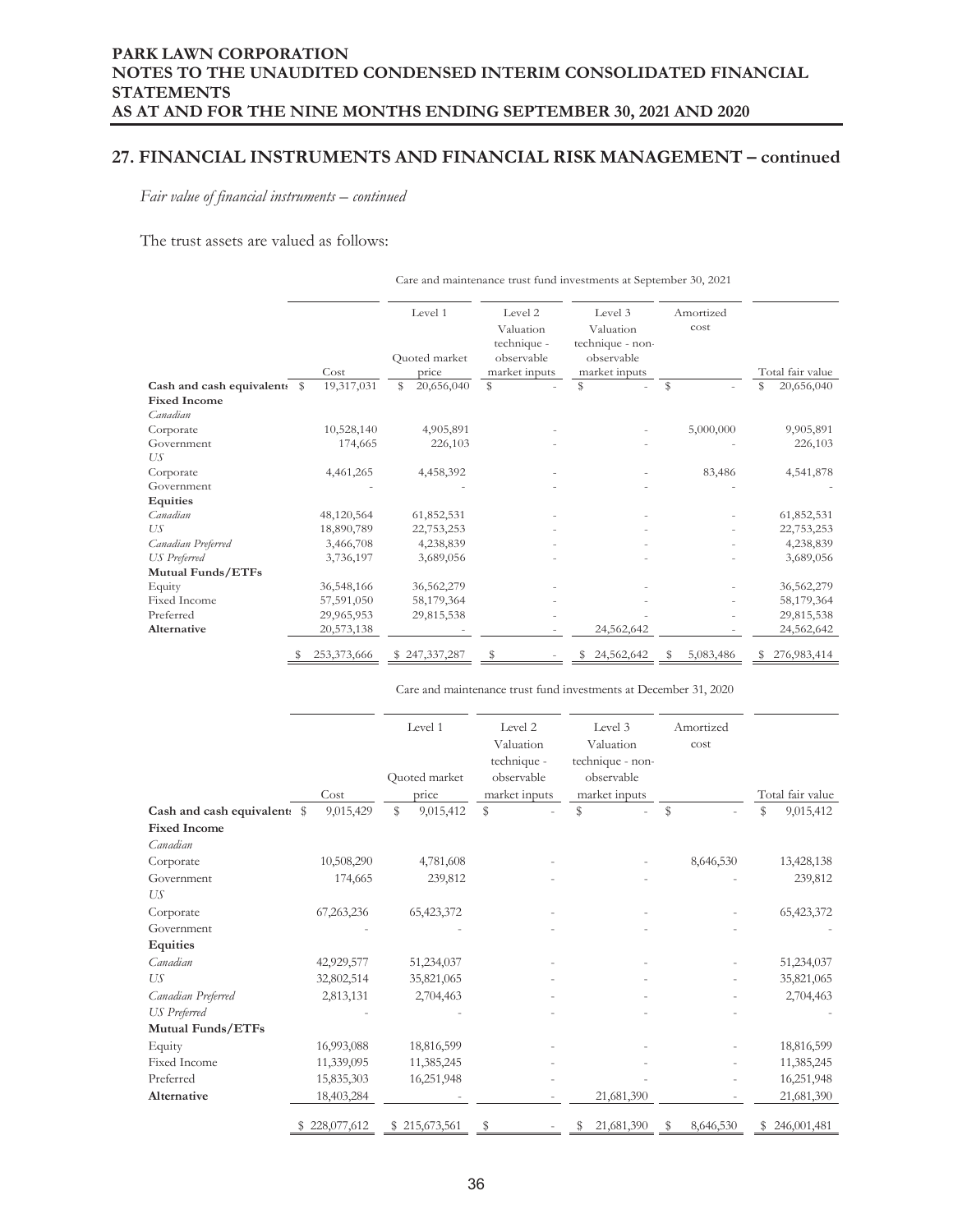## 27. FINANCIAL INSTRUMENTS AND FINANCIAL RISK MANAGEMENT – continued

*Fair value of financial instruments – continued*

The trust assets are valued as follows:

Care and maintenance trust fund investments at September 30, 2021

| | Cost | Level 1 Quoted market price | Level 2 Valuation technique - observable market inputs | Level 3 Valuation technique - non-observable market inputs | Amortized cost | Total fair value |
|---|---|---|---|---|---|---|
| **Cash and cash equivalents** | $ 19,317,031 | $ 20,656,040 | $ - | $ - | $ - | $ 20,656,040 |
| **Fixed Income** | | | | | | |
| *Canadian* | | | | | | |
| Corporate | 10,528,140 | 4,905,891 | - | - | 5,000,000 | 9,905,891 |
| Government | 174,665 | 226,103 | - | - | - | 226,103 |
| *US* | | | | | | |
| Corporate | 4,461,265 | 4,458,392 | - | - | 83,486 | 4,541,878 |
| Government | - | - | - | - | - | - |
| **Equities** | | | | | | |
| *Canadian* | 48,120,564 | 61,852,531 | - | - | - | 61,852,531 |
| *US* | 18,890,789 | 22,753,253 | - | - | - | 22,753,253 |
| *Canadian Preferred* | 3,466,708 | 4,238,839 | - | - | - | 4,238,839 |
| *US Preferred* | 3,736,197 | 3,689,056 | - | - | - | 3,689,056 |
| **Mutual Funds/ETFs** | | | | | | |
| Equity | 36,548,166 | 36,562,279 | - | - | - | 36,562,279 |
| Fixed Income | 57,591,050 | 58,179,364 | - | - | - | 58,179,364 |
| Preferred | 29,965,953 | 29,815,538 | - | - | - | 29,815,538 |
| **Alternative** | 20,573,138 | - | - | 24,562,642 | - | 24,562,642 |
| | $ 253,373,666 | $ 247,337,287 | $ - | $ 24,562,642 | $ 5,083,486 | $ 276,983,414 |

Care and maintenance trust fund investments at December 31, 2020

| | Cost | Level 1 Quoted market price | Level 2 Valuation technique - observable market inputs | Level 3 Valuation technique - non-observable market inputs | Amortized cost | Total fair value |
|---|---|---|---|---|---|---|
| **Cash and cash equivalents** | $ 9,015,429 | $ 9,015,412 | $ - | $ - | $ - | $ 9,015,412 |
| **Fixed Income** | | | | | | |
| *Canadian* | | | | | | |
| Corporate | 10,508,290 | 4,781,608 | - | - | 8,646,530 | 13,428,138 |
| Government | 174,665 | 239,812 | - | - | - | 239,812 |
| *US* | | | | | | |
| Corporate | 67,263,236 | 65,423,372 | - | - | - | 65,423,372 |
| Government | - | - | - | - | - | - |
| **Equities** | | | | | | |
| *Canadian* | 42,929,577 | 51,234,037 | - | - | - | 51,234,037 |
| *US* | 32,802,514 | 35,821,065 | - | - | - | 35,821,065 |
| *Canadian Preferred* | 2,813,131 | 2,704,463 | - | - | - | 2,704,463 |
| *US Preferred* | - | - | - | - | - | - |
| **Mutual Funds/ETFs** | | | | | | |
| Equity | 16,993,088 | 18,816,599 | - | - | - | 18,816,599 |
| Fixed Income | 11,339,095 | 11,385,245 | - | - | - | 11,385,245 |
| Preferred | 15,835,303 | 16,251,948 | - | - | - | 16,251,948 |
| **Alternative** | 18,403,284 | - | - | 21,681,390 | - | 21,681,390 |
| | $ 228,077,612 | $ 215,673,561 | $ - | $ 21,681,390 | $ 8,646,530 | $ 246,001,481 |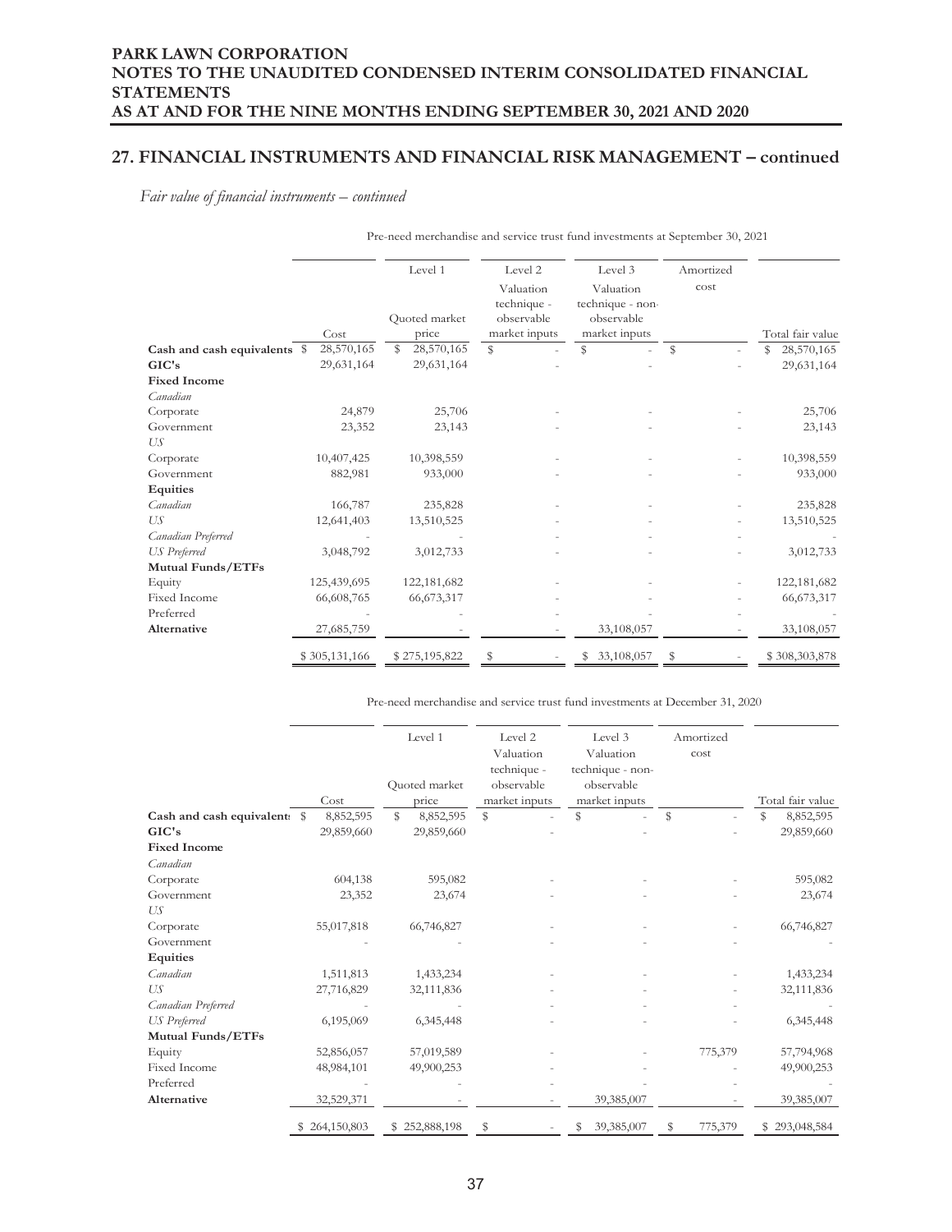## 27. FINANCIAL INSTRUMENTS AND FINANCIAL RISK MANAGEMENT – continued

*Fair value of financial instruments – continued*

Pre-need merchandise and service trust fund investments at September 30, 2021

| | Cost | Level 1 Quoted market price | Level 2 Valuation technique - observable market inputs | Level 3 Valuation technique - non-observable market inputs | Amortized cost | Total fair value |
|---|---|---|---|---|---|---|
| **Cash and cash equivalents** | $ 28,570,165 | $ 28,570,165 | $ - | $ - | $ - | $ 28,570,165 |
| **GIC's** | 29,631,164 | 29,631,164 | - | - | - | 29,631,164 |
| **Fixed Income** | | | | | | |
| *Canadian* | | | | | | |
| Corporate | 24,879 | 25,706 | - | - | - | 25,706 |
| Government | 23,352 | 23,143 | - | - | - | 23,143 |
| *US* | | | | | | |
| Corporate | 10,407,425 | 10,398,559 | - | - | - | 10,398,559 |
| Government | 882,981 | 933,000 | - | - | - | 933,000 |
| **Equities** | | | | | | |
| *Canadian* | 166,787 | 235,828 | - | - | - | 235,828 |
| *US* | 12,641,403 | 13,510,525 | - | - | - | 13,510,525 |
| *Canadian Preferred* | - | - | - | - | - | - |
| *US Preferred* | 3,048,792 | 3,012,733 | - | - | - | 3,012,733 |
| **Mutual Funds/ETFs** | | | | | | |
| Equity | 125,439,695 | 122,181,682 | - | - | - | 122,181,682 |
| Fixed Income | 66,608,765 | 66,673,317 | - | - | - | 66,673,317 |
| Preferred | - | - | - | - | - | - |
| **Alternative** | 27,685,759 | - | - | 33,108,057 | - | 33,108,057 |
| | $ 305,131,166 | $ 275,195,822 | $ - | $ 33,108,057 | $ - | $ 308,303,878 |

Pre-need merchandise and service trust fund investments at December 31, 2020

| | Cost | Level 1 Quoted market price | Level 2 Valuation technique - observable market inputs | Level 3 Valuation technique - non-observable market inputs | Amortized cost | Total fair value |
|---|---|---|---|---|---|---|
| **Cash and cash equivalents** | $ 8,852,595 | $ 8,852,595 | $ - | $ - | $ - | $ 8,852,595 |
| **GIC's** | 29,859,660 | 29,859,660 | - | - | - | 29,859,660 |
| **Fixed Income** | | | | | | |
| *Canadian* | | | | | | |
| Corporate | 604,138 | 595,082 | - | - | - | 595,082 |
| Government | 23,352 | 23,674 | - | - | - | 23,674 |
| *US* | | | | | | |
| Corporate | 55,017,818 | 66,746,827 | - | - | - | 66,746,827 |
| Government | - | - | - | - | - | - |
| **Equities** | | | | | | |
| *Canadian* | 1,511,813 | 1,433,234 | - | - | - | 1,433,234 |
| *US* | 27,716,829 | 32,111,836 | - | - | - | 32,111,836 |
| *Canadian Preferred* | - | - | - | - | - | - |
| *US Preferred* | 6,195,069 | 6,345,448 | - | - | - | 6,345,448 |
| **Mutual Funds/ETFs** | | | | | | |
| Equity | 52,856,057 | 57,019,589 | - | - | 775,379 | 57,794,968 |
| Fixed Income | 48,984,101 | 49,900,253 | - | - | - | 49,900,253 |
| Preferred | - | - | - | - | - | - |
| **Alternative** | 32,529,371 | - | - | 39,385,007 | - | 39,385,007 |
| | $ 264,150,803 | $ 252,888,198 | $ - | $ 39,385,007 | $ 775,379 | $ 293,048,584 |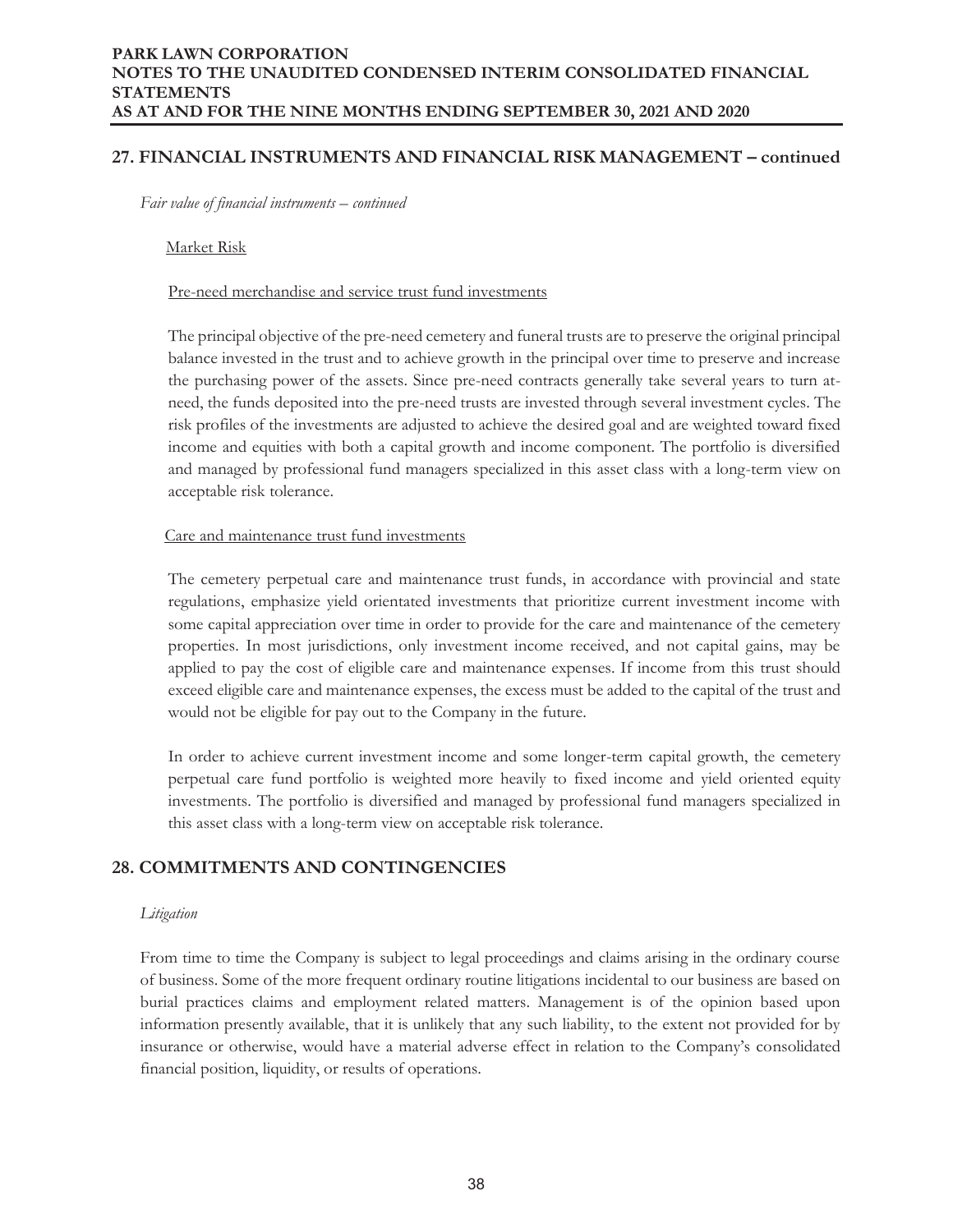## 27. FINANCIAL INSTRUMENTS AND FINANCIAL RISK MANAGEMENT – continued

*Fair value of financial instruments – continued*

Market Risk

Pre-need merchandise and service trust fund investments

The principal objective of the pre-need cemetery and funeral trusts are to preserve the original principal balance invested in the trust and to achieve growth in the principal over time to preserve and increase the purchasing power of the assets. Since pre-need contracts generally take several years to turn at-need, the funds deposited into the pre-need trusts are invested through several investment cycles. The risk profiles of the investments are adjusted to achieve the desired goal and are weighted toward fixed income and equities with both a capital growth and income component. The portfolio is diversified and managed by professional fund managers specialized in this asset class with a long-term view on acceptable risk tolerance.

Care and maintenance trust fund investments

The cemetery perpetual care and maintenance trust funds, in accordance with provincial and state regulations, emphasize yield orientated investments that prioritize current investment income with some capital appreciation over time in order to provide for the care and maintenance of the cemetery properties. In most jurisdictions, only investment income received, and not capital gains, may be applied to pay the cost of eligible care and maintenance expenses. If income from this trust should exceed eligible care and maintenance expenses, the excess must be added to the capital of the trust and would not be eligible for pay out to the Company in the future.

In order to achieve current investment income and some longer-term capital growth, the cemetery perpetual care fund portfolio is weighted more heavily to fixed income and yield oriented equity investments. The portfolio is diversified and managed by professional fund managers specialized in this asset class with a long-term view on acceptable risk tolerance.

## 28. COMMITMENTS AND CONTINGENCIES

*Litigation*

From time to time the Company is subject to legal proceedings and claims arising in the ordinary course of business. Some of the more frequent ordinary routine litigations incidental to our business are based on burial practices claims and employment related matters. Management is of the opinion based upon information presently available, that it is unlikely that any such liability, to the extent not provided for by insurance or otherwise, would have a material adverse effect in relation to the Company's consolidated financial position, liquidity, or results of operations.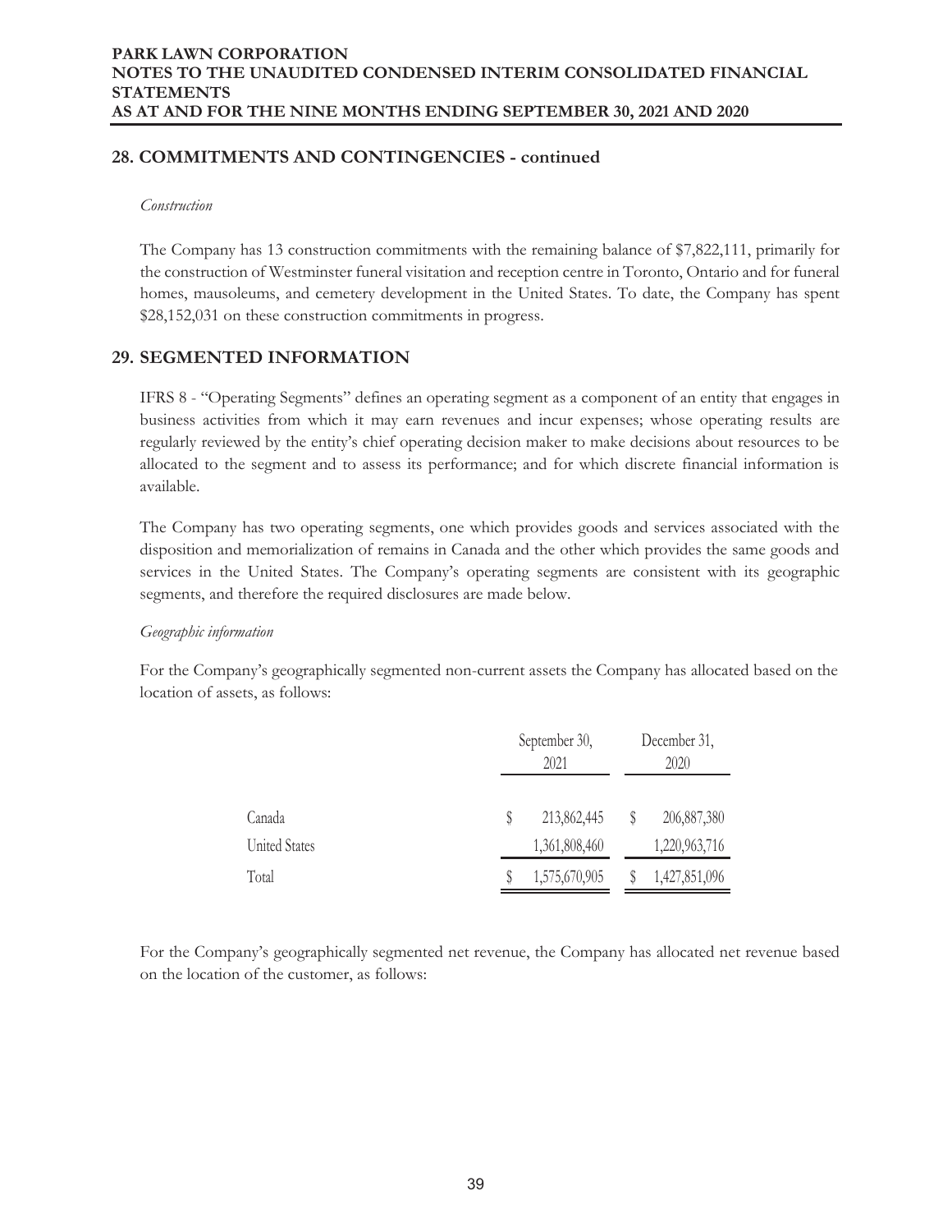## 28. COMMITMENTS AND CONTINGENCIES - continued

*Construction*

The Company has 13 construction commitments with the remaining balance of $7,822,111, primarily for the construction of Westminster funeral visitation and reception centre in Toronto, Ontario and for funeral homes, mausoleums, and cemetery development in the United States. To date, the Company has spent $28,152,031 on these construction commitments in progress.

## 29. SEGMENTED INFORMATION

IFRS 8 - "Operating Segments" defines an operating segment as a component of an entity that engages in business activities from which it may earn revenues and incur expenses; whose operating results are regularly reviewed by the entity's chief operating decision maker to make decisions about resources to be allocated to the segment and to assess its performance; and for which discrete financial information is available.

The Company has two operating segments, one which provides goods and services associated with the disposition and memorialization of remains in Canada and the other which provides the same goods and services in the United States. The Company's operating segments are consistent with its geographic segments, and therefore the required disclosures are made below.

*Geographic information*

For the Company's geographically segmented non-current assets the Company has allocated based on the location of assets, as follows:

| | September 30, 2021 | December 31, 2020 |
|---|---|---|
| Canada | $ 213,862,445 | $ 206,887,380 |
| United States | 1,361,808,460 | 1,220,963,716 |
| Total | $ 1,575,670,905 | $ 1,427,851,096 |

For the Company's geographically segmented net revenue, the Company has allocated net revenue based on the location of the customer, as follows: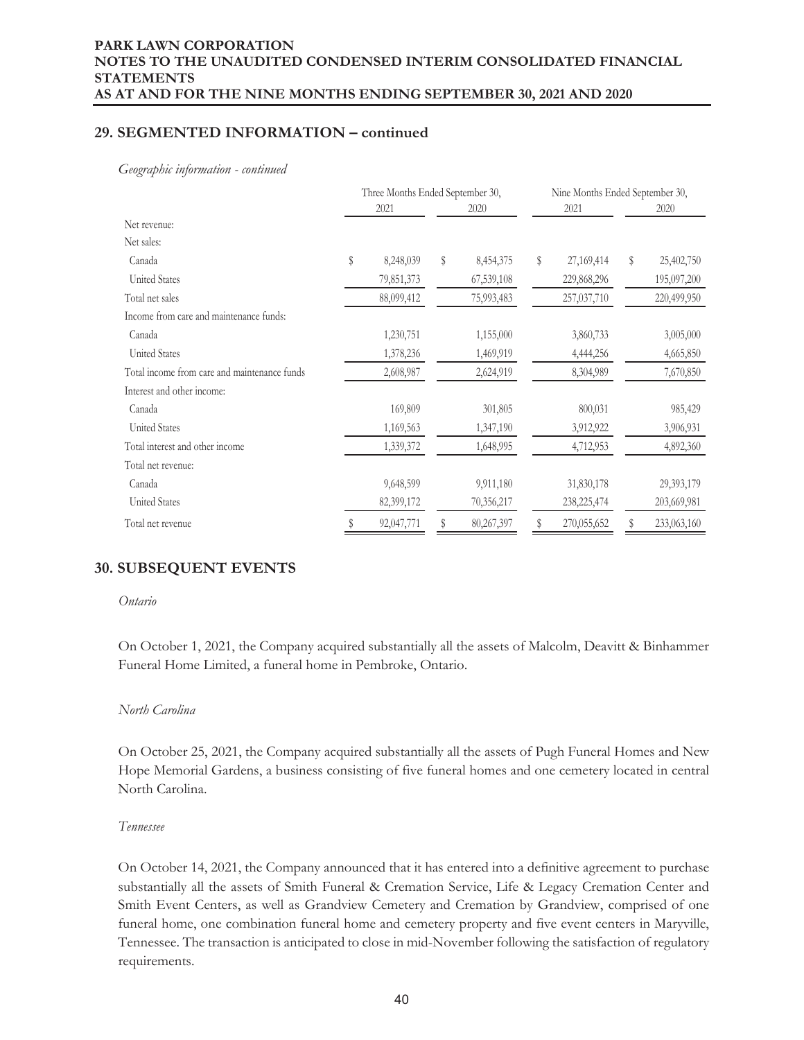## 29. SEGMENTED INFORMATION – continued

*Geographic information - continued*

| | Three Months Ended September 30, | | Nine Months Ended September 30, | |
|---|---|---|---|---|
| | 2021 | 2020 | 2021 | 2020 |
| Net revenue: | | | | |
| Net sales: | | | | |
| Canada | $ 8,248,039 | $ 8,454,375 | $ 27,169,414 | $ 25,402,750 |
| United States | 79,851,373 | 67,539,108 | 229,868,296 | 195,097,200 |
| Total net sales | 88,099,412 | 75,993,483 | 257,037,710 | 220,499,950 |
| Income from care and maintenance funds: | | | | |
| Canada | 1,230,751 | 1,155,000 | 3,860,733 | 3,005,000 |
| United States | 1,378,236 | 1,469,919 | 4,444,256 | 4,665,850 |
| Total income from care and maintenance funds | 2,608,987 | 2,624,919 | 8,304,989 | 7,670,850 |
| Interest and other income: | | | | |
| Canada | 169,809 | 301,805 | 800,031 | 985,429 |
| United States | 1,169,563 | 1,347,190 | 3,912,922 | 3,906,931 |
| Total interest and other income | 1,339,372 | 1,648,995 | 4,712,953 | 4,892,360 |
| Total net revenue: | | | | |
| Canada | 9,648,599 | 9,911,180 | 31,830,178 | 29,393,179 |
| United States | 82,399,172 | 70,356,217 | 238,225,474 | 203,669,981 |
| Total net revenue | $ 92,047,771 | $ 80,267,397 | $ 270,055,652 | $ 233,063,160 |

## 30. SUBSEQUENT EVENTS

*Ontario*

On October 1, 2021, the Company acquired substantially all the assets of Malcolm, Deavitt & Binhammer Funeral Home Limited, a funeral home in Pembroke, Ontario.

*North Carolina*

On October 25, 2021, the Company acquired substantially all the assets of Pugh Funeral Homes and New Hope Memorial Gardens, a business consisting of five funeral homes and one cemetery located in central North Carolina.

*Tennessee*

On October 14, 2021, the Company announced that it has entered into a definitive agreement to purchase substantially all the assets of Smith Funeral & Cremation Service, Life & Legacy Cremation Center and Smith Event Centers, as well as Grandview Cemetery and Cremation by Grandview, comprised of one funeral home, one combination funeral home and cemetery property and five event centers in Maryville, Tennessee. The transaction is anticipated to close in mid-November following the satisfaction of regulatory requirements.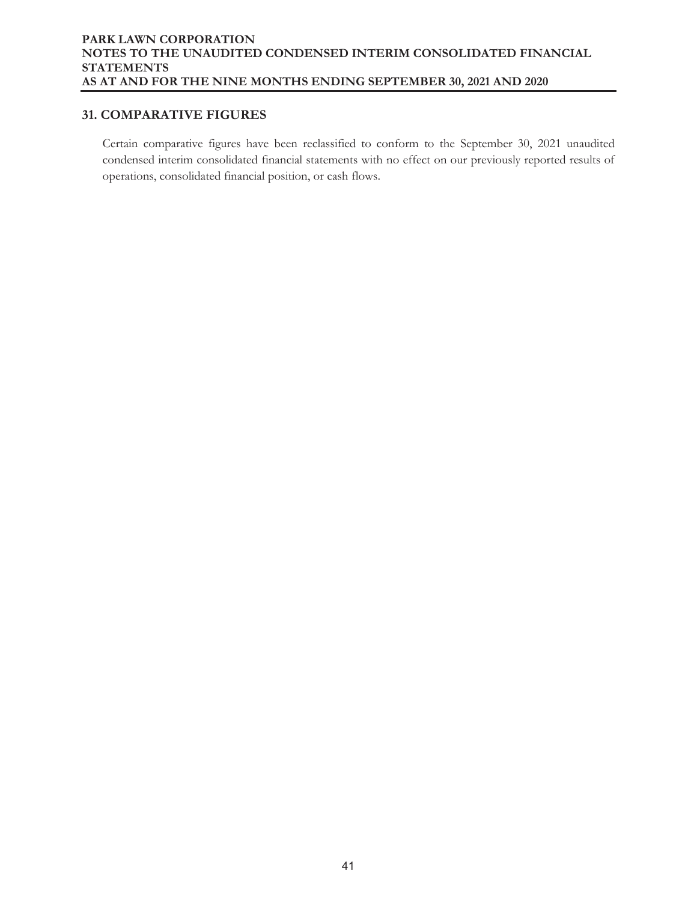## 31. COMPARATIVE FIGURES

Certain comparative figures have been reclassified to conform to the September 30, 2021 unaudited condensed interim consolidated financial statements with no effect on our previously reported results of operations, consolidated financial position, or cash flows.